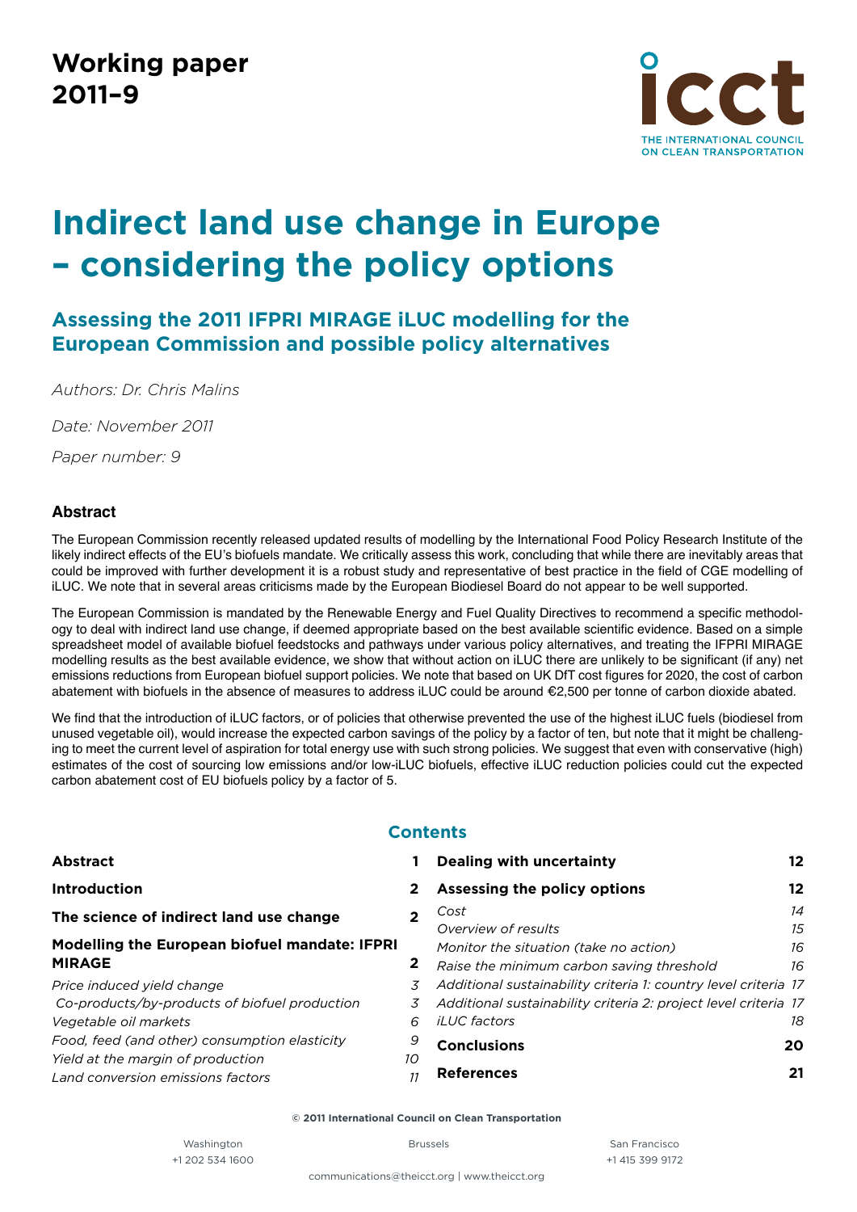**Working paper 2011–9**

THE INTERNATIONAL COUNCIL ON CLEAN TRANSPORTATION

# Indirect land use change in Europe – considering the policy options

## Assessing the 2011 IFPRI MIRAGE iLUC modelling for the European Commission and possible policy alternatives

*Authors: Dr. Chris Malins*

*Date: November 2011*

*Paper number: 9*

### Abstract

The European Commission recently released updated results of modelling by the International Food Policy Research Institute of the likely indirect effects of the EU's biofuels mandate. We critically assess this work, concluding that while there are inevitably areas that could be improved with further development it is a robust study and representative of best practice in the field of CGE modelling of iLUC. We note that in several areas criticisms made by the European Biodiesel Board do not appear to be well supported.

The European Commission is mandated by the Renewable Energy and Fuel Quality Directives to recommend a specific methodology to deal with indirect land use change, if deemed appropriate based on the best available scientific evidence. Based on a simple spreadsheet model of available biofuel feedstocks and pathways under various policy alternatives, and treating the IFPRI MIRAGE modelling results as the best available evidence, we show that without action on iLUC there are unlikely to be significant (if any) net emissions reductions from European biofuel support policies. We note that based on UK DfT cost figures for 2020, the cost of carbon abatement with biofuels in the absence of measures to address iLUC could be around €2,500 per tonne of carbon dioxide abated.

We find that the introduction of iLUC factors, or of policies that otherwise prevented the use of the highest iLUC fuels (biodiesel from unused vegetable oil), would increase the expected carbon savings of the policy by a factor of ten, but note that it might be challenging to meet the current level of aspiration for total energy use with such strong policies. We suggest that even with conservative (high) estimates of the cost of sourcing low emissions and/or low-iLUC biofuels, effective iLUC reduction policies could cut the expected carbon abatement cost of EU biofuels policy by a factor of 5.

### Contents

| | |
|---|---|
| **Abstract** | **1** |
| **Introduction** | **2** |
| **The science of indirect land use change** | **2** |
| **Modelling the European biofuel mandate: IFPRI MIRAGE** | **2** |
| *Price induced yield change* | *3* |
| *Co-products/by-products of biofuel production* | *3* |
| *Vegetable oil markets* | *6* |
| *Food, feed (and other) consumption elasticity* | *9* |
| *Yield at the margin of production* | *10* |
| *Land conversion emissions factors* | *11* |
| **Dealing with uncertainty** | **12** |
| **Assessing the policy options** | **12** |
| *Cost* | *14* |
| *Overview of results* | *15* |
| *Monitor the situation (take no action)* | *16* |
| *Raise the minimum carbon saving threshold* | *16* |
| *Additional sustainability criteria 1: country level criteria* | *17* |
| *Additional sustainability criteria 2: project level criteria* | *17* |
| *iLUC factors* | *18* |
| **Conclusions** | **20** |
| **References** | **21** |

**© 2011 International Council on Clean Transportation**

Washington +1 202 534 1600 | Brussels | San Francisco +1 415 399 9172

communications@theicct.org | www.theicct.org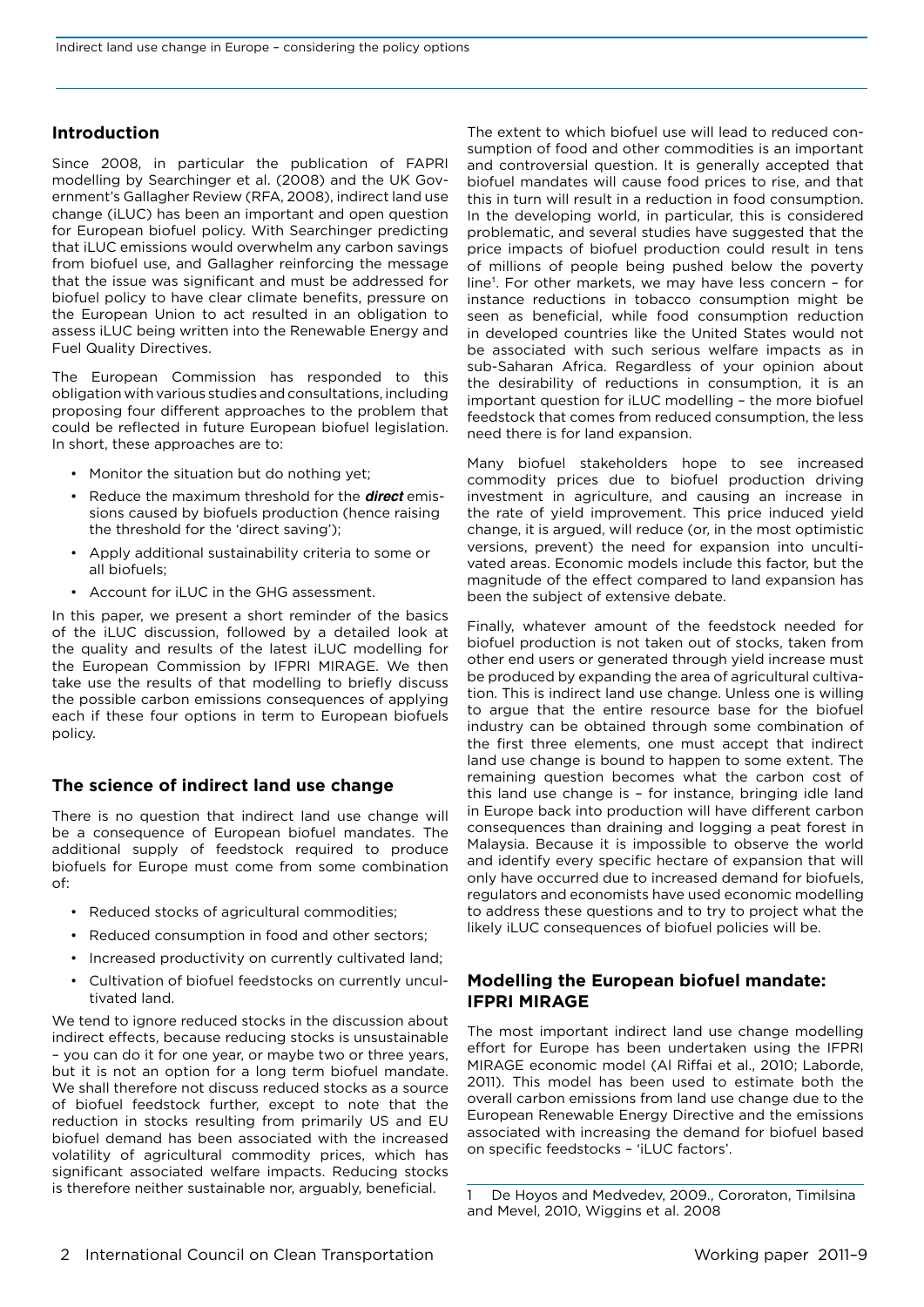## Introduction

Since 2008, in particular the publication of FAPRI modelling by Searchinger et al. (2008) and the UK Government's Gallagher Review (RFA, 2008), indirect land use change (iLUC) has been an important and open question for European biofuel policy. With Searchinger predicting that iLUC emissions would overwhelm any carbon savings from biofuel use, and Gallagher reinforcing the message that the issue was significant and must be addressed for biofuel policy to have clear climate benefits, pressure on the European Union to act resulted in an obligation to assess iLUC being written into the Renewable Energy and Fuel Quality Directives.

The European Commission has responded to this obligation with various studies and consultations, including proposing four different approaches to the problem that could be reflected in future European biofuel legislation. In short, these approaches are to:

- Monitor the situation but do nothing yet;
- Reduce the maximum threshold for the ***direct*** emissions caused by biofuels production (hence raising the threshold for the 'direct saving');
- Apply additional sustainability criteria to some or all biofuels;
- Account for iLUC in the GHG assessment.

In this paper, we present a short reminder of the basics of the iLUC discussion, followed by a detailed look at the quality and results of the latest iLUC modelling for the European Commission by IFPRI MIRAGE. We then take use the results of that modelling to briefly discuss the possible carbon emissions consequences of applying each if these four options in term to European biofuels policy.

## The science of indirect land use change

There is no question that indirect land use change will be a consequence of European biofuel mandates. The additional supply of feedstock required to produce biofuels for Europe must come from some combination of:

- Reduced stocks of agricultural commodities;
- Reduced consumption in food and other sectors;
- Increased productivity on currently cultivated land;
- Cultivation of biofuel feedstocks on currently uncultivated land.

We tend to ignore reduced stocks in the discussion about indirect effects, because reducing stocks is unsustainable – you can do it for one year, or maybe two or three years, but it is not an option for a long term biofuel mandate. We shall therefore not discuss reduced stocks as a source of biofuel feedstock further, except to note that the reduction in stocks resulting from primarily US and EU biofuel demand has been associated with the increased volatility of agricultural commodity prices, which has significant associated welfare impacts. Reducing stocks is therefore neither sustainable nor, arguably, beneficial.

The extent to which biofuel use will lead to reduced consumption of food and other commodities is an important and controversial question. It is generally accepted that biofuel mandates will cause food prices to rise, and that this in turn will result in a reduction in food consumption. In the developing world, in particular, this is considered problematic, and several studies have suggested that the price impacts of biofuel production could result in tens of millions of people being pushed below the poverty line[1]. For other markets, we may have less concern – for instance reductions in tobacco consumption might be seen as beneficial, while food consumption reduction in developed countries like the United States would not be associated with such serious welfare impacts as in sub-Saharan Africa. Regardless of your opinion about the desirability of reductions in consumption, it is an important question for iLUC modelling – the more biofuel feedstock that comes from reduced consumption, the less need there is for land expansion.

Many biofuel stakeholders hope to see increased commodity prices due to biofuel production driving investment in agriculture, and causing an increase in the rate of yield improvement. This price induced yield change, it is argued, will reduce (or, in the most optimistic versions, prevent) the need for expansion into uncultivated areas. Economic models include this factor, but the magnitude of the effect compared to land expansion has been the subject of extensive debate.

Finally, whatever amount of the feedstock needed for biofuel production is not taken out of stocks, taken from other end users or generated through yield increase must be produced by expanding the area of agricultural cultivation. This is indirect land use change. Unless one is willing to argue that the entire resource base for the biofuel industry can be obtained through some combination of the first three elements, one must accept that indirect land use change is bound to happen to some extent. The remaining question becomes what the carbon cost of this land use change is – for instance, bringing idle land in Europe back into production will have different carbon consequences than draining and logging a peat forest in Malaysia. Because it is impossible to observe the world and identify every specific hectare of expansion that will only have occurred due to increased demand for biofuels, regulators and economists have used economic modelling to address these questions and to try to project what the likely iLUC consequences of biofuel policies will be.

## Modelling the European biofuel mandate: IFPRI MIRAGE

The most important indirect land use change modelling effort for Europe has been undertaken using the IFPRI MIRAGE economic model (Al Riffai et al., 2010; Laborde, 2011). This model has been used to estimate both the overall carbon emissions from land use change due to the European Renewable Energy Directive and the emissions associated with increasing the demand for biofuel based on specific feedstocks – 'iLUC factors'.

[1] De Hoyos and Medvedev, 2009., Cororaton, Timilsina and Mevel, 2010, Wiggins et al. 2008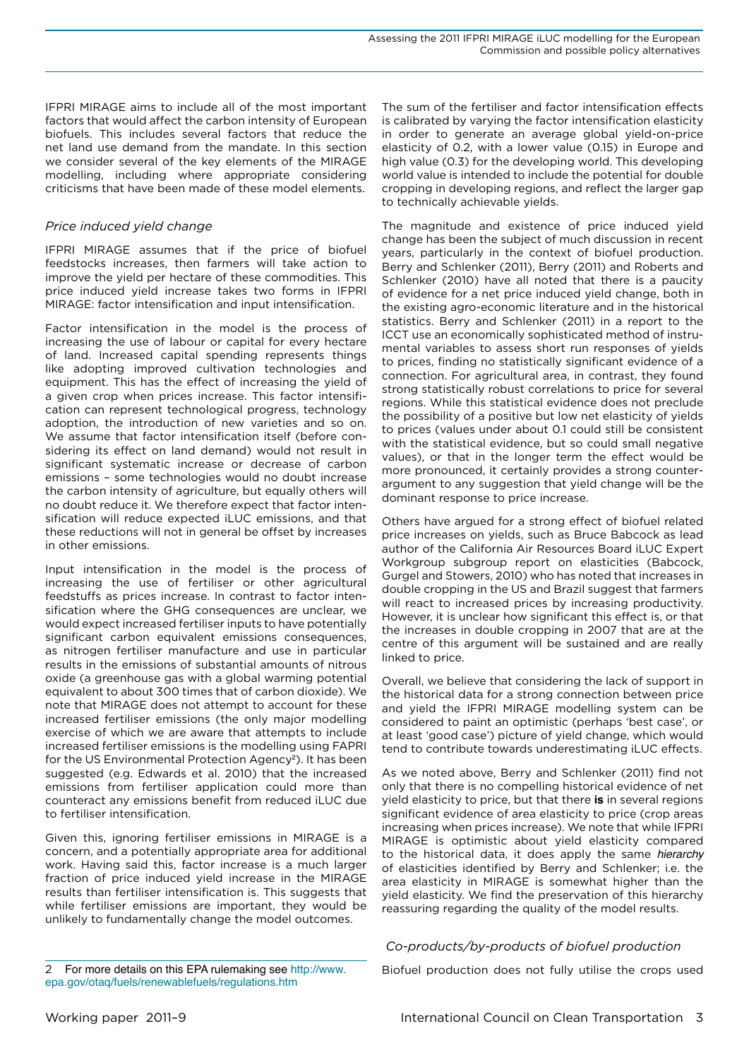IFPRI MIRAGE aims to include all of the most important factors that would affect the carbon intensity of European biofuels. This includes several factors that reduce the net land use demand from the mandate. In this section we consider several of the key elements of the MIRAGE modelling, including where appropriate considering criticisms that have been made of these model elements.

### *Price induced yield change*

IFPRI MIRAGE assumes that if the price of biofuel feedstocks increases, then farmers will take action to improve the yield per hectare of these commodities. This price induced yield increase takes two forms in IFPRI MIRAGE: factor intensification and input intensification.

Factor intensification in the model is the process of increasing the use of labour or capital for every hectare of land. Increased capital spending represents things like adopting improved cultivation technologies and equipment. This has the effect of increasing the yield of a given crop when prices increase. This factor intensification can represent technological progress, technology adoption, the introduction of new varieties and so on. We assume that factor intensification itself (before considering its effect on land demand) would not result in significant systematic increase or decrease of carbon emissions – some technologies would no doubt increase the carbon intensity of agriculture, but equally others will no doubt reduce it. We therefore expect that factor intensification will reduce expected iLUC emissions, and that these reductions will not in general be offset by increases in other emissions.

Input intensification in the model is the process of increasing the use of fertiliser or other agricultural feedstuffs as prices increase. In contrast to factor intensification where the GHG consequences are unclear, we would expect increased fertiliser inputs to have potentially significant carbon equivalent emissions consequences, as nitrogen fertiliser manufacture and use in particular results in the emissions of substantial amounts of nitrous oxide (a greenhouse gas with a global warming potential equivalent to about 300 times that of carbon dioxide). We note that MIRAGE does not attempt to account for these increased fertiliser emissions (the only major modelling exercise of which we are aware that attempts to include increased fertiliser emissions is the modelling using FAPRI for the US Environmental Protection Agency[2]). It has been suggested (e.g. Edwards et al. 2010) that the increased emissions from fertiliser application could more than counteract any emissions benefit from reduced iLUC due to fertiliser intensification.

Given this, ignoring fertiliser emissions in MIRAGE is a concern, and a potentially appropriate area for additional work. Having said this, factor increase is a much larger fraction of price induced yield increase in the MIRAGE results than fertiliser intensification is. This suggests that while fertiliser emissions are important, they would be unlikely to fundamentally change the model outcomes.

The sum of the fertiliser and factor intensification effects is calibrated by varying the factor intensification elasticity in order to generate an average global yield-on-price elasticity of 0.2, with a lower value (0.15) in Europe and high value (0.3) for the developing world. This developing world value is intended to include the potential for double cropping in developing regions, and reflect the larger gap to technically achievable yields.

The magnitude and existence of price induced yield change has been the subject of much discussion in recent years, particularly in the context of biofuel production. Berry and Schlenker (2011), Berry (2011) and Roberts and Schlenker (2010) have all noted that there is a paucity of evidence for a net price induced yield change, both in the existing agro-economic literature and in the historical statistics. Berry and Schlenker (2011) in a report to the ICCT use an economically sophisticated method of instrumental variables to assess short run responses of yields to prices, finding no statistically significant evidence of a connection. For agricultural area, in contrast, they found strong statistically robust correlations to price for several regions. While this statistical evidence does not preclude the possibility of a positive but low net elasticity of yields to prices (values under about 0.1 could still be consistent with the statistical evidence, but so could small negative values), or that in the longer term the effect would be more pronounced, it certainly provides a strong counterargument to any suggestion that yield change will be the dominant response to price increase.

Others have argued for a strong effect of biofuel related price increases on yields, such as Bruce Babcock as lead author of the California Air Resources Board iLUC Expert Workgroup subgroup report on elasticities (Babcock, Gurgel and Stowers, 2010) who has noted that increases in double cropping in the US and Brazil suggest that farmers will react to increased prices by increasing productivity. However, it is unclear how significant this effect is, or that the increases in double cropping in 2007 that are at the centre of this argument will be sustained and are really linked to price.

Overall, we believe that considering the lack of support in the historical data for a strong connection between price and yield the IFPRI MIRAGE modelling system can be considered to paint an optimistic (perhaps 'best case', or at least 'good case') picture of yield change, which would tend to contribute towards underestimating iLUC effects.

As we noted above, Berry and Schlenker (2011) find not only that there is no compelling historical evidence of net yield elasticity to price, but that there **is** in several regions significant evidence of area elasticity to price (crop areas increasing when prices increase). We note that while IFPRI MIRAGE is optimistic about yield elasticity compared to the historical data, it does apply the same *hierarchy* of elasticities identified by Berry and Schlenker; i.e. the area elasticity in MIRAGE is somewhat higher than the yield elasticity. We find the preservation of this hierarchy reassuring regarding the quality of the model results.

### *Co-products/by-products of biofuel production*

Biofuel production does not fully utilise the crops used

---

2 For more details on this EPA rulemaking see http://www.epa.gov/otaq/fuels/renewablefuels/regulations.htm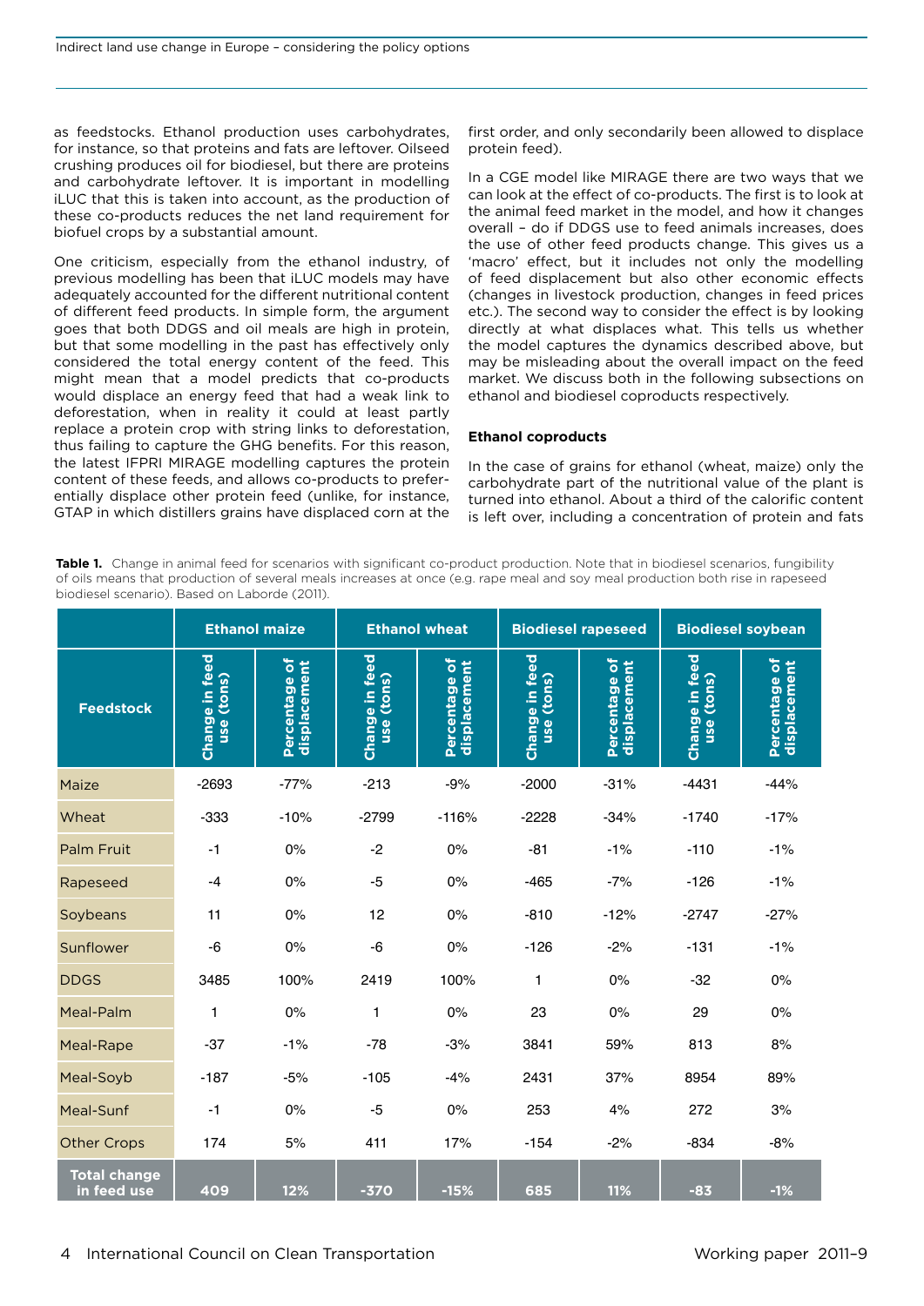as feedstocks. Ethanol production uses carbohydrates, for instance, so that proteins and fats are leftover. Oilseed crushing produces oil for biodiesel, but there are proteins and carbohydrate leftover. It is important in modelling iLUC that this is taken into account, as the production of these co-products reduces the net land requirement for biofuel crops by a substantial amount.

One criticism, especially from the ethanol industry, of previous modelling has been that iLUC models may have adequately accounted for the different nutritional content of different feed products. In simple form, the argument goes that both DDGS and oil meals are high in protein, but that some modelling in the past has effectively only considered the total energy content of the feed. This might mean that a model predicts that co-products would displace an energy feed that had a weak link to deforestation, when in reality it could at least partly replace a protein crop with string links to deforestation, thus failing to capture the GHG benefits. For this reason, the latest IFPRI MIRAGE modelling captures the protein content of these feeds, and allows co-products to preferentially displace other protein feed (unlike, for instance, GTAP in which distillers grains have displaced corn at the first order, and only secondarily been allowed to displace protein feed).

In a CGE model like MIRAGE there are two ways that we can look at the effect of co-products. The first is to look at the animal feed market in the model, and how it changes overall – do if DDGS use to feed animals increases, does the use of other feed products change. This gives us a 'macro' effect, but it includes not only the modelling of feed displacement but also other economic effects (changes in livestock production, changes in feed prices etc.). The second way to consider the effect is by looking directly at what displaces what. This tells us whether the model captures the dynamics described above, but may be misleading about the overall impact on the feed market. We discuss both in the following subsections on ethanol and biodiesel coproducts respectively.

### Ethanol coproducts

In the case of grains for ethanol (wheat, maize) only the carbohydrate part of the nutritional value of the plant is turned into ethanol. About a third of the calorific content is left over, including a concentration of protein and fats

**Table 1.** Change in animal feed for scenarios with significant co-product production. Note that in biodiesel scenarios, fungibility of oils means that production of several meals increases at once (e.g. rape meal and soy meal production both rise in rapeseed biodiesel scenario). Based on Laborde (2011).

| | Ethanol maize | | Ethanol wheat | | Biodiesel rapeseed | | Biodiesel soybean | |
|---|---|---|---|---|---|---|---|---|
| **Feedstock** | Change in feed use (tons) | Percentage of displacement | Change in feed use (tons) | Percentage of displacement | Change in feed use (tons) | Percentage of displacement | Change in feed use (tons) | Percentage of displacement |
| Maize | -2693 | -77% | -213 | -9% | -2000 | -31% | -4431 | -44% |
| Wheat | -333 | -10% | -2799 | -116% | -2228 | -34% | -1740 | -17% |
| Palm Fruit | -1 | 0% | -2 | 0% | -81 | -1% | -110 | -1% |
| Rapeseed | -4 | 0% | -5 | 0% | -465 | -7% | -126 | -1% |
| Soybeans | 11 | 0% | 12 | 0% | -810 | -12% | -2747 | -27% |
| Sunflower | -6 | 0% | -6 | 0% | -126 | -2% | -131 | -1% |
| DDGS | 3485 | 100% | 2419 | 100% | 1 | 0% | -32 | 0% |
| Meal-Palm | 1 | 0% | 1 | 0% | 23 | 0% | 29 | 0% |
| Meal-Rape | -37 | -1% | -78 | -3% | 3841 | 59% | 813 | 8% |
| Meal-Soyb | -187 | -5% | -105 | -4% | 2431 | 37% | 8954 | 89% |
| Meal-Sunf | -1 | 0% | -5 | 0% | 253 | 4% | 272 | 3% |
| Other Crops | 174 | 5% | 411 | 17% | -154 | -2% | -834 | -8% |
| **Total change in feed use** | **409** | **12%** | **-370** | **-15%** | **685** | **11%** | **-83** | **-1%** |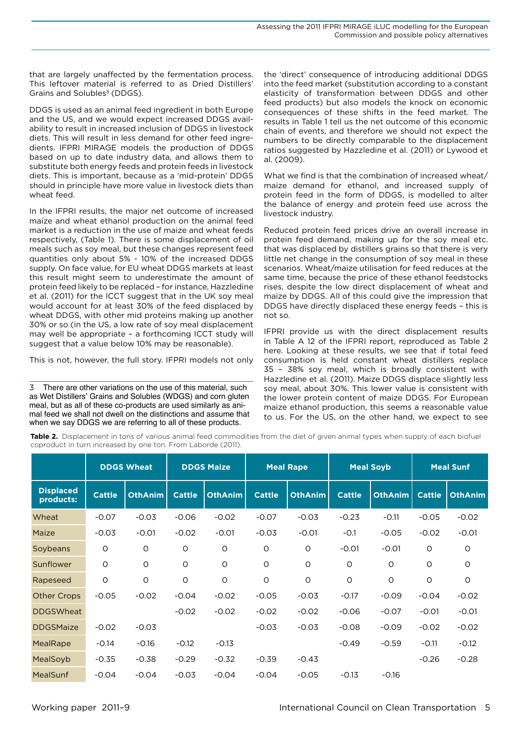that are largely unaffected by the fermentation process. This leftover material is referred to as Dried Distillers' Grains and Solubles[3] (DDGS).

DDGS is used as an animal feed ingredient in both Europe and the US, and we would expect increased DDGS availability to result in increased inclusion of DDGS in livestock diets. This will result in less demand for other feed ingredients. IFPRI MIRAGE models the production of DDGS based on up to date industry data, and allows them to substitute both energy feeds and protein feeds in livestock diets. This is important, because as a 'mid-protein' DDGS should in principle have more value in livestock diets than wheat feed.

In the IFPRI results, the major net outcome of increased maize and wheat ethanol production on the animal feed market is a reduction in the use of maize and wheat feeds respectively, (Table 1). There is some displacement of oil meals such as soy meal, but these changes represent feed quantities only about 5% - 10% of the increased DDGS supply. On face value, for EU wheat DDGS markets at least this result might seem to underestimate the amount of protein feed likely to be replaced – for instance, Hazzledine et al. (2011) for the ICCT suggest that in the UK soy meal would account for at least 30% of the feed displaced by wheat DDGS, with other mid proteins making up another 30% or so (in the US, a low rate of soy meal displacement may well be appropriate – a forthcoming ICCT study will suggest that a value below 10% may be reasonable).

This is not, however, the full story. IFPRI models not only the 'direct' consequence of introducing additional DDGS into the feed market (substitution according to a constant elasticity of transformation between DDGS and other feed products) but also models the knock on economic consequences of these shifts in the feed market. The results in Table 1 tell us the net outcome of this economic chain of events, and therefore we should not expect the numbers to be directly comparable to the displacement ratios suggested by Hazzledine et al. (2011) or Lywood et al. (2009).

What we find is that the combination of increased wheat/maize demand for ethanol, and increased supply of protein feed in the form of DDGS, is modelled to alter the balance of energy and protein feed use across the livestock industry.

Reduced protein feed prices drive an overall increase in protein feed demand, making up for the soy meal etc. that was displaced by distillers grains so that there is very little net change in the consumption of soy meal in these scenarios. Wheat/maize utilisation for feed reduces at the same time, because the price of these ethanol feedstocks rises, despite the low direct displacement of wheat and maize by DDGS. All of this could give the impression that DDGS have directly displaced these energy feeds – this is not so.

IFPRI provide us with the direct displacement results in Table A 12 of the IFPRI report, reproduced as Table 2 here. Looking at these results, we see that if total feed consumption is held constant wheat distillers replace 35 – 38% soy meal, which is broadly consistent with Hazzledine et al. (2011). Maize DDGS displace slightly less soy meal, about 30%. This lower value is consistent with the lower protein content of maize DDGS. For European maize ethanol production, this seems a reasonable value to us. For the US, on the other hand, we expect to see

[3] There are other variations on the use of this material, such as Wet Distillers' Grains and Solubles (WDGS) and corn gluten meal, but as all of these co-products are used similarly as animal feed we shall not dwell on the distinctions and assume that when we say DDGS we are referring to all of these products.

**Table 2.** Displacement in tons of various animal feed commodities from the diet of given animal types when supply of each biofuel coproduct in turn increased by one ton. From Laborde (2011).

| | DDGS Wheat | | DDGS Maize | | Meal Rape | | Meal Soyb | | Meal Sunf | |
|---|---|---|---|---|---|---|---|---|---|---|
| **Displaced products:** | **Cattle** | **OthAnim** | **Cattle** | **OthAnim** | **Cattle** | **OthAnim** | **Cattle** | **OthAnim** | **Cattle** | **OthAnim** |
| Wheat | -0.07 | -0.03 | -0.06 | -0.02 | -0.07 | -0.03 | -0.23 | -0.11 | -0.05 | -0.02 |
| Maize | -0.03 | -0.01 | -0.02 | -0.01 | -0.03 | -0.01 | -0.1 | -0.05 | -0.02 | -0.01 |
| Soybeans | 0 | 0 | 0 | 0 | 0 | 0 | -0.01 | -0.01 | 0 | 0 |
| Sunflower | 0 | 0 | 0 | 0 | 0 | 0 | 0 | 0 | 0 | 0 |
| Rapeseed | 0 | 0 | 0 | 0 | 0 | 0 | 0 | 0 | 0 | 0 |
| Other Crops | -0.05 | -0.02 | -0.04 | -0.02 | -0.05 | -0.03 | -0.17 | -0.09 | -0.04 | -0.02 |
| DDGSWheat | | | -0.02 | -0.02 | -0.02 | -0.02 | -0.06 | -0.07 | -0.01 | -0.01 |
| DDGSMaize | -0.02 | -0.03 | | | -0.03 | -0.03 | -0.08 | -0.09 | -0.02 | -0.02 |
| MealRape | -0.14 | -0.16 | -0.12 | -0.13 | | | -0.49 | -0.59 | -0.11 | -0.12 |
| MealSoyb | -0.35 | -0.38 | -0.29 | -0.32 | -0.39 | -0.43 | | | -0.26 | -0.28 |
| MealSunf | -0.04 | -0.04 | -0.03 | -0.04 | -0.04 | -0.05 | -0.13 | -0.16 | | |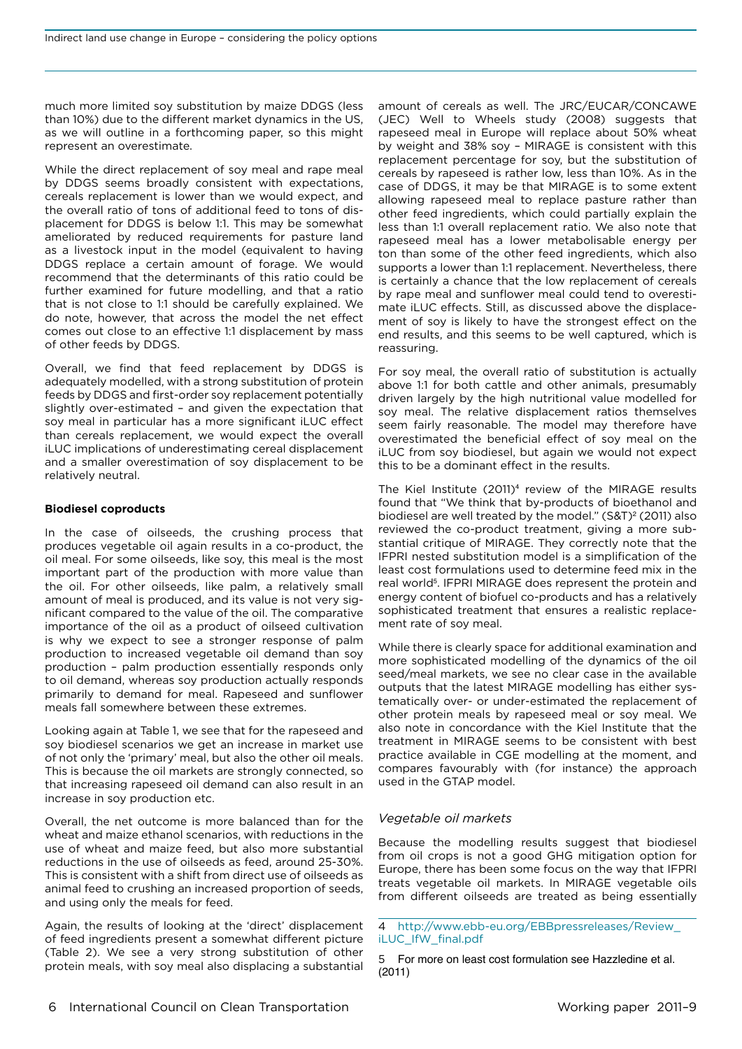much more limited soy substitution by maize DDGS (less than 10%) due to the different market dynamics in the US, as we will outline in a forthcoming paper, so this might represent an overestimate.

While the direct replacement of soy meal and rape meal by DDGS seems broadly consistent with expectations, cereals replacement is lower than we would expect, and the overall ratio of tons of additional feed to tons of displacement for DDGS is below 1:1. This may be somewhat ameliorated by reduced requirements for pasture land as a livestock input in the model (equivalent to having DDGS replace a certain amount of forage. We would recommend that the determinants of this ratio could be further examined for future modelling, and that a ratio that is not close to 1:1 should be carefully explained. We do note, however, that across the model the net effect comes out close to an effective 1:1 displacement by mass of other feeds by DDGS.

Overall, we find that feed replacement by DDGS is adequately modelled, with a strong substitution of protein feeds by DDGS and first-order soy replacement potentially slightly over-estimated – and given the expectation that soy meal in particular has a more significant iLUC effect than cereals replacement, we would expect the overall iLUC implications of underestimating cereal displacement and a smaller overestimation of soy displacement to be relatively neutral.

**Biodiesel coproducts**

In the case of oilseeds, the crushing process that produces vegetable oil again results in a co-product, the oil meal. For some oilseeds, like soy, this meal is the most important part of the production with more value than the oil. For other oilseeds, like palm, a relatively small amount of meal is produced, and its value is not very significant compared to the value of the oil. The comparative importance of the oil as a product of oilseed cultivation is why we expect to see a stronger response of palm production to increased vegetable oil demand than soy production – palm production essentially responds only to oil demand, whereas soy production actually responds primarily to demand for meal. Rapeseed and sunflower meals fall somewhere between these extremes.

Looking again at Table 1, we see that for the rapeseed and soy biodiesel scenarios we get an increase in market use of not only the 'primary' meal, but also the other oil meals. This is because the oil markets are strongly connected, so that increasing rapeseed oil demand can also result in an increase in soy production etc.

Overall, the net outcome is more balanced than for the wheat and maize ethanol scenarios, with reductions in the use of wheat and maize feed, but also more substantial reductions in the use of oilseeds as feed, around 25-30%. This is consistent with a shift from direct use of oilseeds as animal feed to crushing an increased proportion of seeds, and using only the meals for feed.

Again, the results of looking at the 'direct' displacement of feed ingredients present a somewhat different picture (Table 2). We see a very strong substitution of other protein meals, with soy meal also displacing a substantial amount of cereals as well. The JRC/EUCAR/CONCAWE (JEC) Well to Wheels study (2008) suggests that rapeseed meal in Europe will replace about 50% wheat by weight and 38% soy – MIRAGE is consistent with this replacement percentage for soy, but the substitution of cereals by rapeseed is rather low, less than 10%. As in the case of DDGS, it may be that MIRAGE is to some extent allowing rapeseed meal to replace pasture rather than other feed ingredients, which could partially explain the less than 1:1 overall replacement ratio. We also note that rapeseed meal has a lower metabolisable energy per ton than some of the other feed ingredients, which also supports a lower than 1:1 replacement. Nevertheless, there is certainly a chance that the low replacement of cereals by rape meal and sunflower meal could tend to overestimate iLUC effects. Still, as discussed above the displacement of soy is likely to have the strongest effect on the end results, and this seems to be well captured, which is reassuring.

For soy meal, the overall ratio of substitution is actually above 1:1 for both cattle and other animals, presumably driven largely by the high nutritional value modelled for soy meal. The relative displacement ratios themselves seem fairly reasonable. The model may therefore have overestimated the beneficial effect of soy meal on the iLUC from soy biodiesel, but again we would not expect this to be a dominant effect in the results.

The Kiel Institute (2011)[4] review of the MIRAGE results found that "We think that by-products of bioethanol and biodiesel are well treated by the model." (S&T)[2] (2011) also reviewed the co-product treatment, giving a more substantial critique of MIRAGE. They correctly note that the IFPRI nested substitution model is a simplification of the least cost formulations used to determine feed mix in the real world[5]. IFPRI MIRAGE does represent the protein and energy content of biofuel co-products and has a relatively sophisticated treatment that ensures a realistic replacement rate of soy meal.

While there is clearly space for additional examination and more sophisticated modelling of the dynamics of the oil seed/meal markets, we see no clear case in the available outputs that the latest MIRAGE modelling has either systematically over- or under-estimated the replacement of other protein meals by rapeseed meal or soy meal. We also note in concordance with the Kiel Institute that the treatment in MIRAGE seems to be consistent with best practice available in CGE modelling at the moment, and compares favourably with (for instance) the approach used in the GTAP model.

*Vegetable oil markets*

Because the modelling results suggest that biodiesel from oil crops is not a good GHG mitigation option for Europe, there has been some focus on the way that IFPRI treats vegetable oil markets. In MIRAGE vegetable oils from different oilseeds are treated as being essentially

4 http://www.ebb-eu.org/EBBpressreleases/Review_iLUC_IfW_final.pdf

5 For more on least cost formulation see Hazzledine et al. (2011)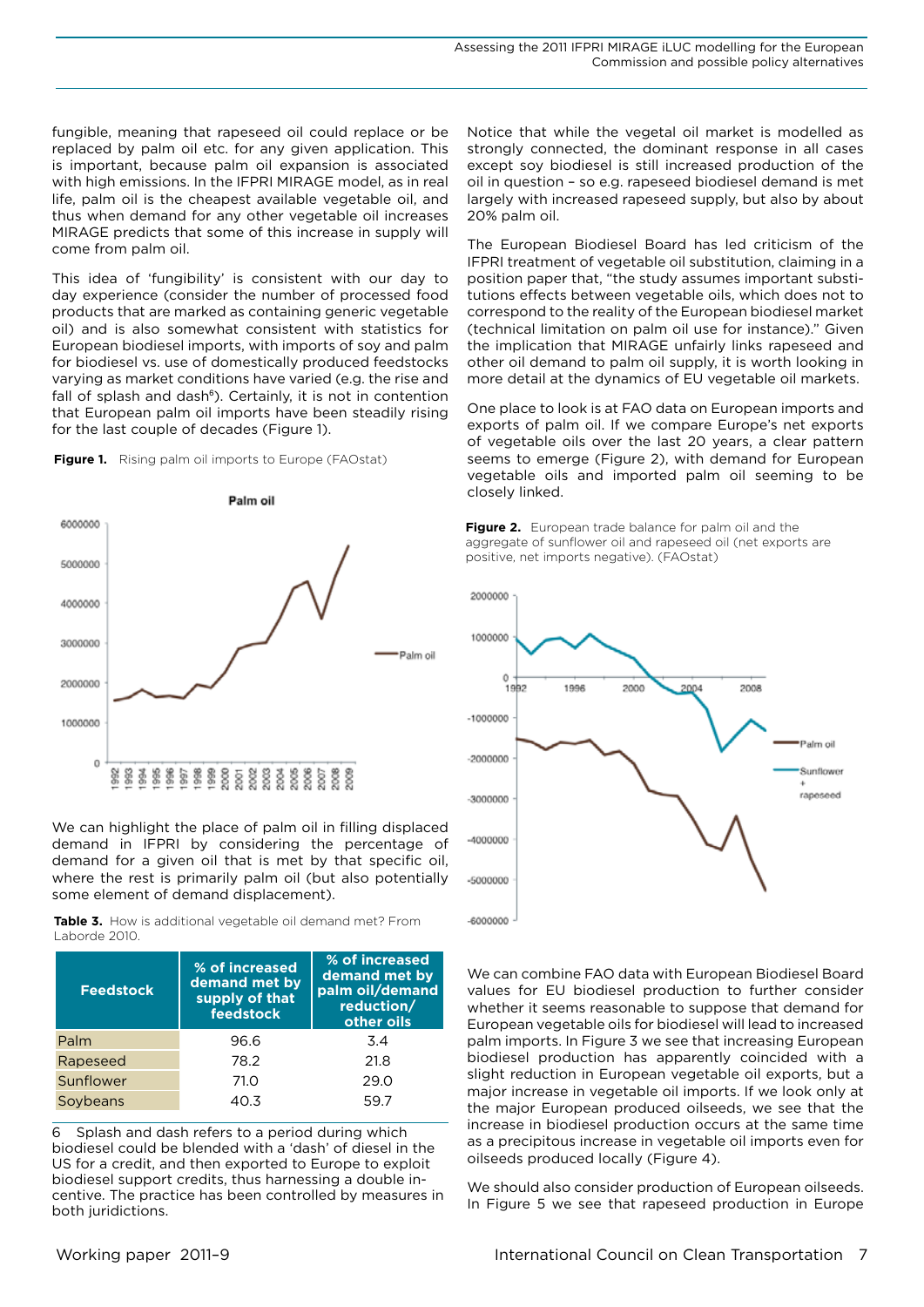fungible, meaning that rapeseed oil could replace or be replaced by palm oil etc. for any given application. This is important, because palm oil expansion is associated with high emissions. In the IFPRI MIRAGE model, as in real life, palm oil is the cheapest available vegetable oil, and thus when demand for any other vegetable oil increases MIRAGE predicts that some of this increase in supply will come from palm oil.

This idea of 'fungibility' is consistent with our day to day experience (consider the number of processed food products that are marked as containing generic vegetable oil) and is also somewhat consistent with statistics for European biodiesel imports, with imports of soy and palm for biodiesel vs. use of domestically produced feedstocks varying as market conditions have varied (e.g. the rise and fall of splash and dash[6]). Certainly, it is not in contention that European palm oil imports have been steadily rising for the last couple of decades (Figure 1).

**Figure 1.** Rising palm oil imports to Europe (FAOstat)

We can highlight the place of palm oil in filling displaced demand in IFPRI by considering the percentage of demand for a given oil that is met by that specific oil, where the rest is primarily palm oil (but also potentially some element of demand displacement).

**Table 3.** How is additional vegetable oil demand met? From Laborde 2010.

| Feedstock | % of increased demand met by supply of that feedstock | % of increased demand met by palm oil/demand reduction/ other oils |
|---|---|---|
| Palm | 96.6 | 3.4 |
| Rapeseed | 78.2 | 21.8 |
| Sunflower | 71.0 | 29.0 |
| Soybeans | 40.3 | 59.7 |

6 Splash and dash refers to a period during which biodiesel could be blended with a 'dash' of diesel in the US for a credit, and then exported to Europe to exploit biodiesel support credits, thus harnessing a double incentive. The practice has been controlled by measures in both juridictions.

Notice that while the vegetal oil market is modelled as strongly connected, the dominant response in all cases except soy biodiesel is still increased production of the oil in question – so e.g. rapeseed biodiesel demand is met largely with increased rapeseed supply, but also by about 20% palm oil.

The European Biodiesel Board has led criticism of the IFPRI treatment of vegetable oil substitution, claiming in a position paper that, "the study assumes important substitutions effects between vegetable oils, which does not to correspond to the reality of the European biodiesel market (technical limitation on palm oil use for instance)." Given the implication that MIRAGE unfairly links rapeseed and other oil demand to palm oil supply, it is worth looking in more detail at the dynamics of EU vegetable oil markets.

One place to look is at FAO data on European imports and exports of palm oil. If we compare Europe's net exports of vegetable oils over the last 20 years, a clear pattern seems to emerge (Figure 2), with demand for European vegetable oils and imported palm oil seeming to be closely linked.

**Figure 2.** European trade balance for palm oil and the aggregate of sunflower oil and rapeseed oil (net exports are positive, net imports negative). (FAOstat)

We can combine FAO data with European Biodiesel Board values for EU biodiesel production to further consider whether it seems reasonable to suppose that demand for European vegetable oils for biodiesel will lead to increased palm imports. In Figure 3 we see that increasing European biodiesel production has apparently coincided with a slight reduction in European vegetable oil exports, but a major increase in vegetable oil imports. If we look only at the major European produced oilseeds, we see that the increase in biodiesel production occurs at the same time as a precipitous increase in vegetable oil imports even for oilseeds produced locally (Figure 4).

We should also consider production of European oilseeds. In Figure 5 we see that rapeseed production in Europe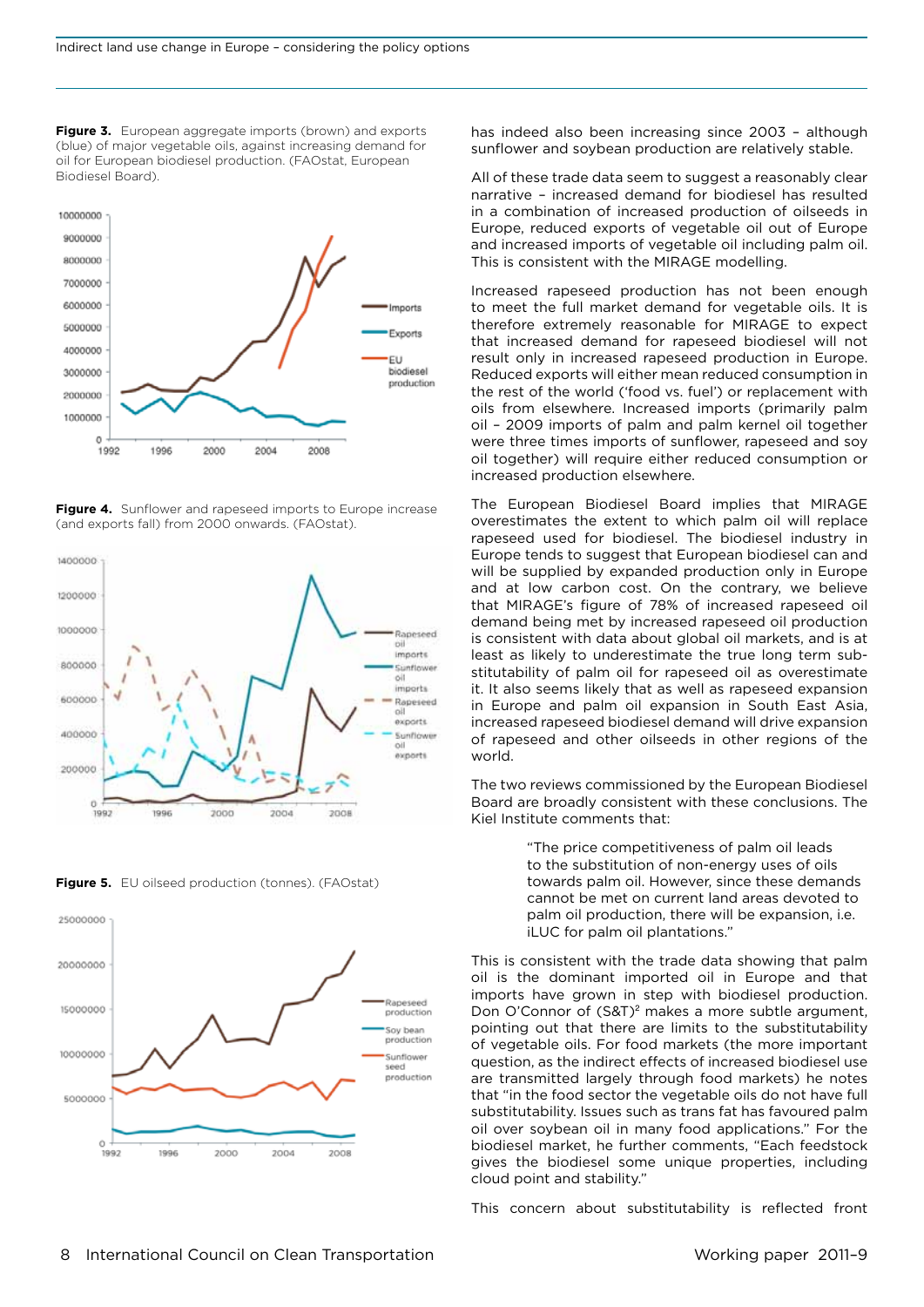**Figure 3.** European aggregate imports (brown) and exports (blue) of major vegetable oils, against increasing demand for oil for European biodiesel production. (FAOstat, European Biodiesel Board).

**Figure 4.** Sunflower and rapeseed imports to Europe increase (and exports fall) from 2000 onwards. (FAOstat).

**Figure 5.** EU oilseed production (tonnes). (FAOstat)

has indeed also been increasing since 2003 – although sunflower and soybean production are relatively stable.

All of these trade data seem to suggest a reasonably clear narrative – increased demand for biodiesel has resulted in a combination of increased production of oilseeds in Europe, reduced exports of vegetable oil out of Europe and increased imports of vegetable oil including palm oil. This is consistent with the MIRAGE modelling.

Increased rapeseed production has not been enough to meet the full market demand for vegetable oils. It is therefore extremely reasonable for MIRAGE to expect that increased demand for rapeseed biodiesel will not result only in increased rapeseed production in Europe. Reduced exports will either mean reduced consumption in the rest of the world ('food vs. fuel') or replacement with oils from elsewhere. Increased imports (primarily palm oil – 2009 imports of palm and palm kernel oil together were three times imports of sunflower, rapeseed and soy oil together) will require either reduced consumption or increased production elsewhere.

The European Biodiesel Board implies that MIRAGE overestimates the extent to which palm oil will replace rapeseed used for biodiesel. The biodiesel industry in Europe tends to suggest that European biodiesel can and will be supplied by expanded production only in Europe and at low carbon cost. On the contrary, we believe that MIRAGE's figure of 78% of increased rapeseed oil demand being met by increased rapeseed oil production is consistent with data about global oil markets, and is at least as likely to underestimate the true long term substitutability of palm oil for rapeseed oil as overestimate it. It also seems likely that as well as rapeseed expansion in Europe and palm oil expansion in South East Asia, increased rapeseed biodiesel demand will drive expansion of rapeseed and other oilseeds in other regions of the world.

The two reviews commissioned by the European Biodiesel Board are broadly consistent with these conclusions. The Kiel Institute comments that:

> "The price competitiveness of palm oil leads to the substitution of non-energy uses of oils towards palm oil. However, since these demands cannot be met on current land areas devoted to palm oil production, there will be expansion, i.e. iLUC for palm oil plantations."

This is consistent with the trade data showing that palm oil is the dominant imported oil in Europe and that imports have grown in step with biodiesel production. Don O'Connor of (S&T)[2] makes a more subtle argument, pointing out that there are limits to the substitutability of vegetable oils. For food markets (the more important question, as the indirect effects of increased biodiesel use are transmitted largely through food markets) he notes that "in the food sector the vegetable oils do not have full substitutability. Issues such as trans fat has favoured palm oil over soybean oil in many food applications." For the biodiesel market, he further comments, "Each feedstock gives the biodiesel some unique properties, including cloud point and stability."

This concern about substitutability is reflected front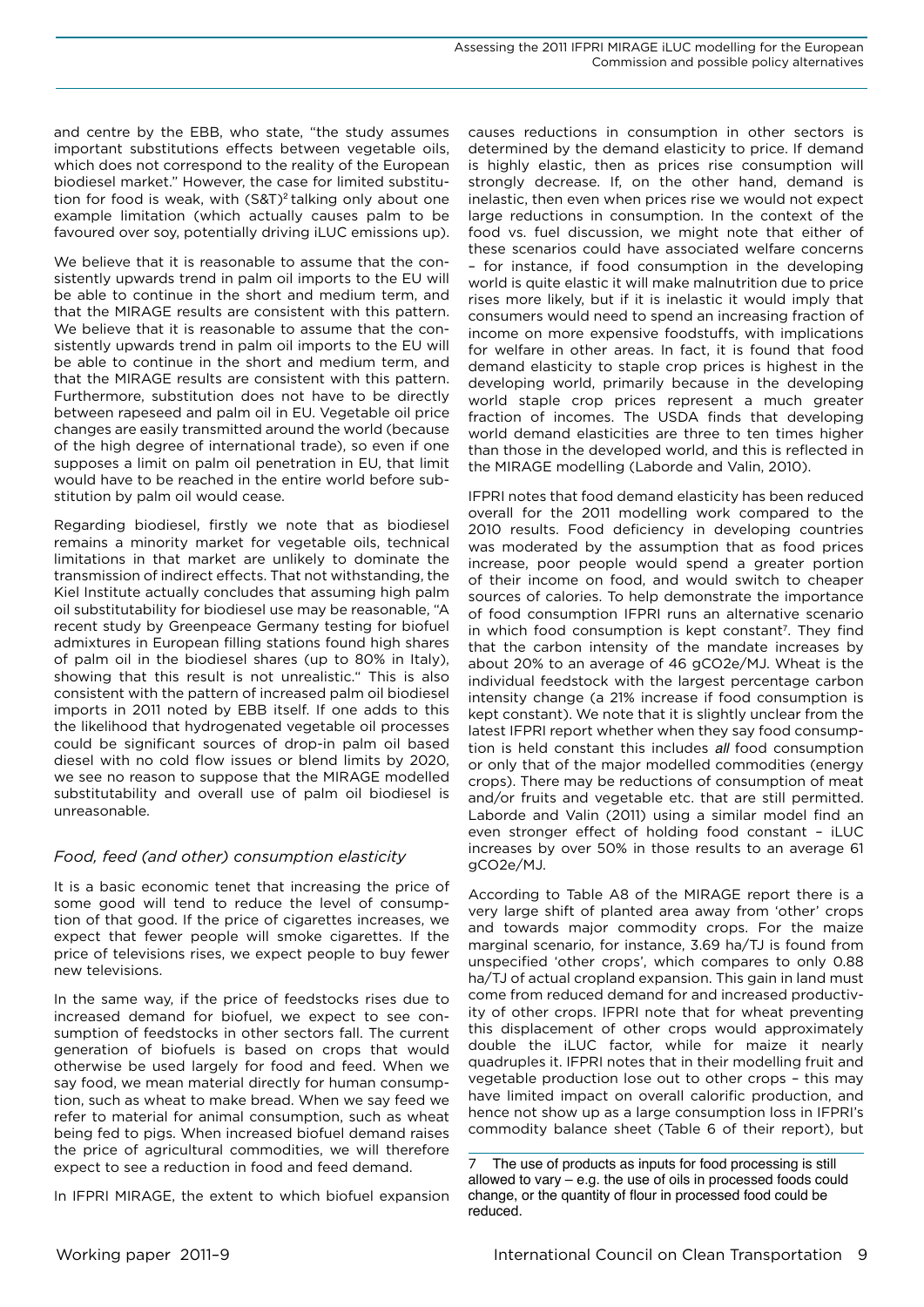and centre by the EBB, who state, "the study assumes important substitutions effects between vegetable oils, which does not correspond to the reality of the European biodiesel market." However, the case for limited substitution for food is weak, with (S&T)[2] talking only about one example limitation (which actually causes palm to be favoured over soy, potentially driving iLUC emissions up).

We believe that it is reasonable to assume that the consistently upwards trend in palm oil imports to the EU will be able to continue in the short and medium term, and that the MIRAGE results are consistent with this pattern. We believe that it is reasonable to assume that the consistently upwards trend in palm oil imports to the EU will be able to continue in the short and medium term, and that the MIRAGE results are consistent with this pattern. Furthermore, substitution does not have to be directly between rapeseed and palm oil in EU. Vegetable oil price changes are easily transmitted around the world (because of the high degree of international trade), so even if one supposes a limit on palm oil penetration in EU, that limit would have to be reached in the entire world before substitution by palm oil would cease.

Regarding biodiesel, firstly we note that as biodiesel remains a minority market for vegetable oils, technical limitations in that market are unlikely to dominate the transmission of indirect effects. That not withstanding, the Kiel Institute actually concludes that assuming high palm oil substitutability for biodiesel use may be reasonable, "A recent study by Greenpeace Germany testing for biofuel admixtures in European filling stations found high shares of palm oil in the biodiesel shares (up to 80% in Italy), showing that this result is not unrealistic." This is also consistent with the pattern of increased palm oil biodiesel imports in 2011 noted by EBB itself. If one adds to this the likelihood that hydrogenated vegetable oil processes could be significant sources of drop-in palm oil based diesel with no cold flow issues or blend limits by 2020, we see no reason to suppose that the MIRAGE modelled substitutability and overall use of palm oil biodiesel is unreasonable.

### *Food, feed (and other) consumption elasticity*

It is a basic economic tenet that increasing the price of some good will tend to reduce the level of consumption of that good. If the price of cigarettes increases, we expect that fewer people will smoke cigarettes. If the price of televisions rises, we expect people to buy fewer new televisions.

In the same way, if the price of feedstocks rises due to increased demand for biofuel, we expect to see consumption of feedstocks in other sectors fall. The current generation of biofuels is based on crops that would otherwise be used largely for food and feed. When we say food, we mean material directly for human consumption, such as wheat to make bread. When we say feed we refer to material for animal consumption, such as wheat being fed to pigs. When increased biofuel demand raises the price of agricultural commodities, we will therefore expect to see a reduction in food and feed demand.

In IFPRI MIRAGE, the extent to which biofuel expansion causes reductions in consumption in other sectors is determined by the demand elasticity to price. If demand is highly elastic, then as prices rise consumption will strongly decrease. If, on the other hand, demand is inelastic, then even when prices rise we would not expect large reductions in consumption. In the context of the food vs. fuel discussion, we might note that either of these scenarios could have associated welfare concerns – for instance, if food consumption in the developing world is quite elastic it will make malnutrition due to price rises more likely, but if it is inelastic it would imply that consumers would need to spend an increasing fraction of income on more expensive foodstuffs, with implications for welfare in other areas. In fact, it is found that food demand elasticity to staple crop prices is highest in the developing world, primarily because in the developing world staple crop prices represent a much greater fraction of incomes. The USDA finds that developing world demand elasticities are three to ten times higher than those in the developed world, and this is reflected in the MIRAGE modelling (Laborde and Valin, 2010).

IFPRI notes that food demand elasticity has been reduced overall for the 2011 modelling work compared to the 2010 results. Food deficiency in developing countries was moderated by the assumption that as food prices increase, poor people would spend a greater portion of their income on food, and would switch to cheaper sources of calories. To help demonstrate the importance of food consumption IFPRI runs an alternative scenario in which food consumption is kept constant[7]. They find that the carbon intensity of the mandate increases by about 20% to an average of 46 gCO2e/MJ. Wheat is the individual feedstock with the largest percentage carbon intensity change (a 21% increase if food consumption is kept constant). We note that it is slightly unclear from the latest IFPRI report whether when they say food consumption is held constant this includes *all* food consumption or only that of the major modelled commodities (energy crops). There may be reductions of consumption of meat and/or fruits and vegetable etc. that are still permitted. Laborde and Valin (2011) using a similar model find an even stronger effect of holding food constant – iLUC increases by over 50% in those results to an average 61 gCO2e/MJ.

According to Table A8 of the MIRAGE report there is a very large shift of planted area away from 'other' crops and towards major commodity crops. For the maize marginal scenario, for instance, 3.69 ha/TJ is found from unspecified 'other crops', which compares to only 0.88 ha/TJ of actual cropland expansion. This gain in land must come from reduced demand for and increased productivity of other crops. IFPRI note that for wheat preventing this displacement of other crops would approximately double the iLUC factor, while for maize it nearly quadruples it. IFPRI notes that in their modelling fruit and vegetable production lose out to other crops – this may have limited impact on overall calorific production, and hence not show up as a large consumption loss in IFPRI's commodity balance sheet (Table 6 of their report), but

7 The use of products as inputs for food processing is still allowed to vary – e.g. the use of oils in processed foods could change, or the quantity of flour in processed food could be reduced.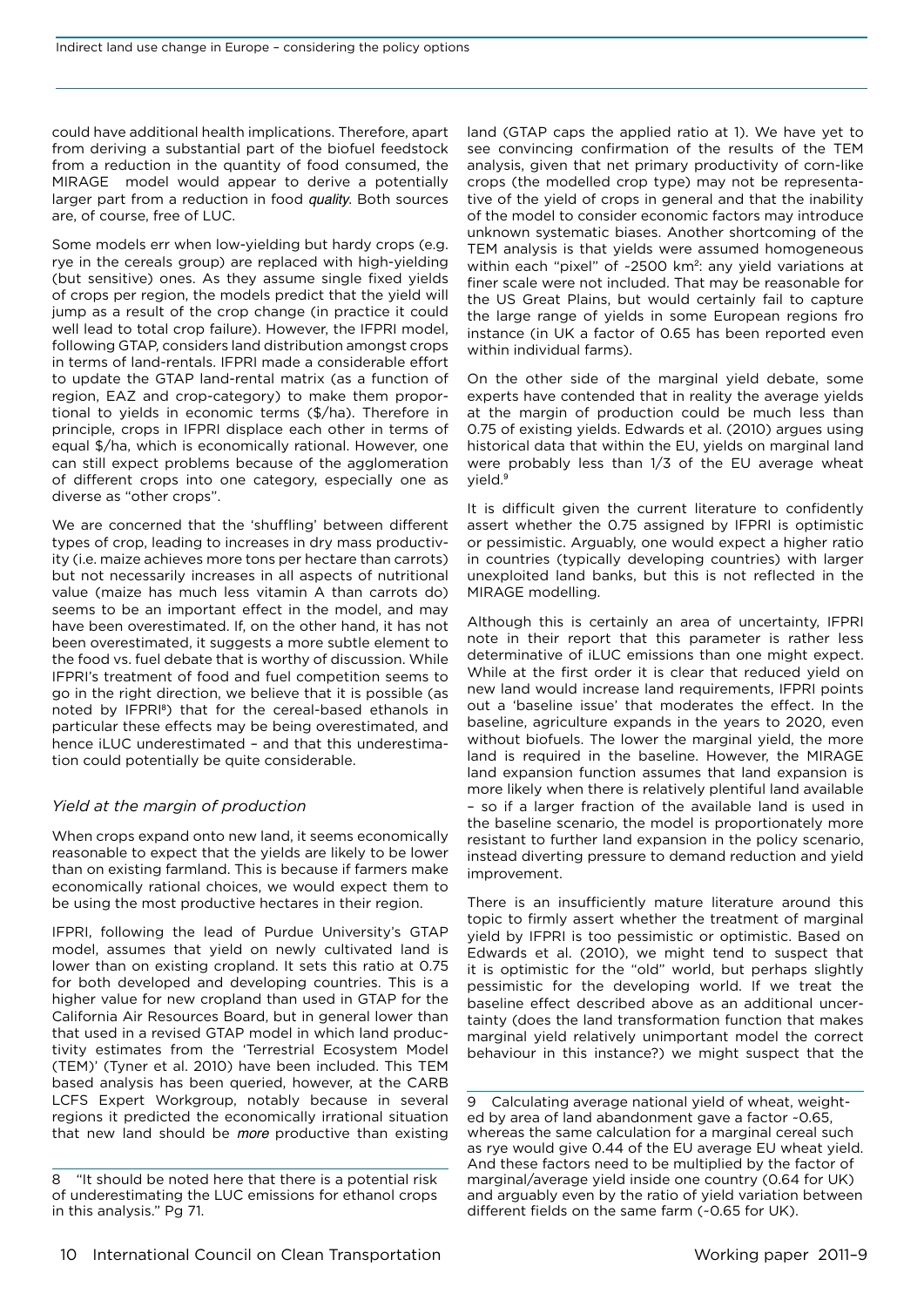could have additional health implications. Therefore, apart from deriving a substantial part of the biofuel feedstock from a reduction in the quantity of food consumed, the MIRAGE model would appear to derive a potentially larger part from a reduction in food *quality*. Both sources are, of course, free of LUC.

Some models err when low-yielding but hardy crops (e.g. rye in the cereals group) are replaced with high-yielding (but sensitive) ones. As they assume single fixed yields of crops per region, the models predict that the yield will jump as a result of the crop change (in practice it could well lead to total crop failure). However, the IFPRI model, following GTAP, considers land distribution amongst crops in terms of land-rentals. IFPRI made a considerable effort to update the GTAP land-rental matrix (as a function of region, EAZ and crop-category) to make them proportional to yields in economic terms ($/ha). Therefore in principle, crops in IFPRI displace each other in terms of equal $/ha, which is economically rational. However, one can still expect problems because of the agglomeration of different crops into one category, especially one as diverse as "other crops".

We are concerned that the 'shuffling' between different types of crop, leading to increases in dry mass productivity (i.e. maize achieves more tons per hectare than carrots) but not necessarily increases in all aspects of nutritional value (maize has much less vitamin A than carrots do) seems to be an important effect in the model, and may have been overestimated. If, on the other hand, it has not been overestimated, it suggests a more subtle element to the food vs. fuel debate that is worthy of discussion. While IFPRI's treatment of food and fuel competition seems to go in the right direction, we believe that it is possible (as noted by IFPRI[8]) that for the cereal-based ethanols in particular these effects may be being overestimated, and hence iLUC underestimated – and that this underestimation could potentially be quite considerable.

### *Yield at the margin of production*

When crops expand onto new land, it seems economically reasonable to expect that the yields are likely to be lower than on existing farmland. This is because if farmers make economically rational choices, we would expect them to be using the most productive hectares in their region.

IFPRI, following the lead of Purdue University's GTAP model, assumes that yield on newly cultivated land is lower than on existing cropland. It sets this ratio at 0.75 for both developed and developing countries. This is a higher value for new cropland than used in GTAP for the California Air Resources Board, but in general lower than that used in a revised GTAP model in which land productivity estimates from the 'Terrestrial Ecosystem Model (TEM)' (Tyner et al. 2010) have been included. This TEM based analysis has been queried, however, at the CARB LCFS Expert Workgroup, notably because in several regions it predicted the economically irrational situation that new land should be *more* productive than existing land (GTAP caps the applied ratio at 1). We have yet to see convincing confirmation of the results of the TEM analysis, given that net primary productivity of corn-like crops (the modelled crop type) may not be representative of the yield of crops in general and that the inability of the model to consider economic factors may introduce unknown systematic biases. Another shortcoming of the TEM analysis is that yields were assumed homogeneous within each "pixel" of ~2500 km²: any yield variations at finer scale were not included. That may be reasonable for the US Great Plains, but would certainly fail to capture the large range of yields in some European regions fro instance (in UK a factor of 0.65 has been reported even within individual farms).

On the other side of the marginal yield debate, some experts have contended that in reality the average yields at the margin of production could be much less than 0.75 of existing yields. Edwards et al. (2010) argues using historical data that within the EU, yields on marginal land were probably less than 1/3 of the EU average wheat yield.[9]

It is difficult given the current literature to confidently assert whether the 0.75 assigned by IFPRI is optimistic or pessimistic. Arguably, one would expect a higher ratio in countries (typically developing countries) with larger unexploited land banks, but this is not reflected in the MIRAGE modelling.

Although this is certainly an area of uncertainty, IFPRI note in their report that this parameter is rather less determinative of iLUC emissions than one might expect. While at the first order it is clear that reduced yield on new land would increase land requirements, IFPRI points out a 'baseline issue' that moderates the effect. In the baseline, agriculture expands in the years to 2020, even without biofuels. The lower the marginal yield, the more land is required in the baseline. However, the MIRAGE land expansion function assumes that land expansion is more likely when there is relatively plentiful land available – so if a larger fraction of the available land is used in the baseline scenario, the model is proportionately more resistant to further land expansion in the policy scenario, instead diverting pressure to demand reduction and yield improvement.

There is an insufficiently mature literature around this topic to firmly assert whether the treatment of marginal yield by IFPRI is too pessimistic or optimistic. Based on Edwards et al. (2010), we might tend to suspect that it is optimistic for the "old" world, but perhaps slightly pessimistic for the developing world. If we treat the baseline effect described above as an additional uncertainty (does the land transformation function that makes marginal yield relatively unimportant model the correct behaviour in this instance?) we might suspect that the

---

8 "It should be noted here that there is a potential risk of underestimating the LUC emissions for ethanol crops in this analysis." Pg 71.

9 Calculating average national yield of wheat, weighted by area of land abandonment gave a factor ~0.65, whereas the same calculation for a marginal cereal such as rye would give 0.44 of the EU average EU wheat yield. And these factors need to be multiplied by the factor of marginal/average yield inside one country (0.64 for UK) and arguably even by the ratio of yield variation between different fields on the same farm (~0.65 for UK).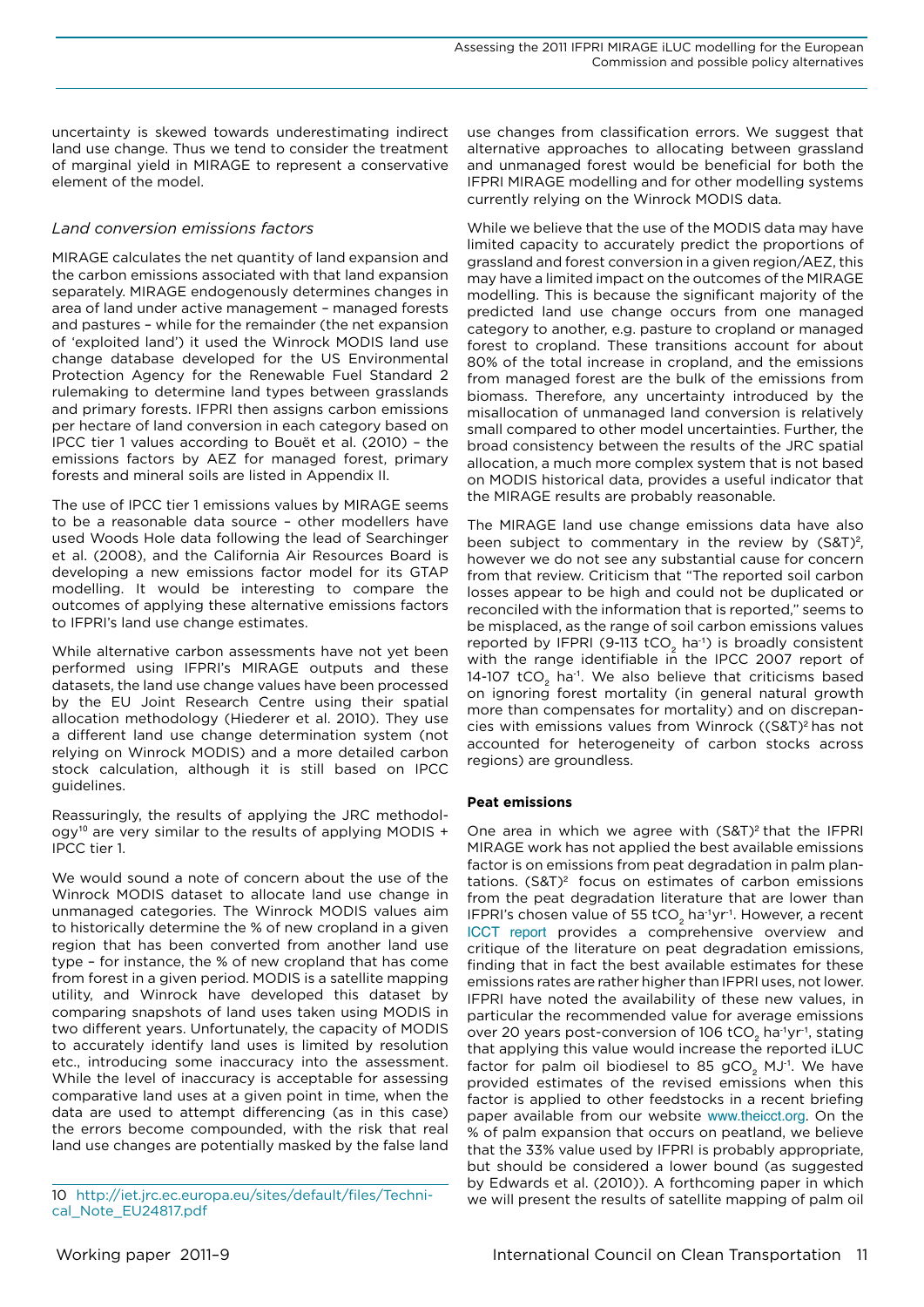uncertainty is skewed towards underestimating indirect land use change. Thus we tend to consider the treatment of marginal yield in MIRAGE to represent a conservative element of the model.

### *Land conversion emissions factors*

MIRAGE calculates the net quantity of land expansion and the carbon emissions associated with that land expansion separately. MIRAGE endogenously determines changes in area of land under active management – managed forests and pastures – while for the remainder (the net expansion of 'exploited land') it used the Winrock MODIS land use change database developed for the US Environmental Protection Agency for the Renewable Fuel Standard 2 rulemaking to determine land types between grasslands and primary forests. IFPRI then assigns carbon emissions per hectare of land conversion in each category based on IPCC tier 1 values according to Bouët et al. (2010) – the emissions factors by AEZ for managed forest, primary forests and mineral soils are listed in Appendix II.

The use of IPCC tier 1 emissions values by MIRAGE seems to be a reasonable data source – other modellers have used Woods Hole data following the lead of Searchinger et al. (2008), and the California Air Resources Board is developing a new emissions factor model for its GTAP modelling. It would be interesting to compare the outcomes of applying these alternative emissions factors to IFPRI's land use change estimates.

While alternative carbon assessments have not yet been performed using IFPRI's MIRAGE outputs and these datasets, the land use change values have been processed by the EU Joint Research Centre using their spatial allocation methodology (Hiederer et al. 2010). They use a different land use change determination system (not relying on Winrock MODIS) and a more detailed carbon stock calculation, although it is still based on IPCC guidelines.

Reassuringly, the results of applying the JRC methodology[10] are very similar to the results of applying MODIS + IPCC tier 1.

We would sound a note of concern about the use of the Winrock MODIS dataset to allocate land use change in unmanaged categories. The Winrock MODIS values aim to historically determine the % of new cropland in a given region that has been converted from another land use type – for instance, the % of new cropland that has come from forest in a given period. MODIS is a satellite mapping utility, and Winrock have developed this dataset by comparing snapshots of land uses taken using MODIS in two different years. Unfortunately, the capacity of MODIS to accurately identify land uses is limited by resolution etc., introducing some inaccuracy into the assessment. While the level of inaccuracy is acceptable for assessing comparative land uses at a given point in time, when the data are used to attempt differencing (as in this case) the errors become compounded, with the risk that real land use changes are potentially masked by the false land use changes from classification errors. We suggest that alternative approaches to allocating between grassland and unmanaged forest would be beneficial for both the IFPRI MIRAGE modelling and for other modelling systems currently relying on the Winrock MODIS data.

While we believe that the use of the MODIS data may have limited capacity to accurately predict the proportions of grassland and forest conversion in a given region/AEZ, this may have a limited impact on the outcomes of the MIRAGE modelling. This is because the significant majority of the predicted land use change occurs from one managed category to another, e.g. pasture to cropland or managed forest to cropland. These transitions account for about 80% of the total increase in cropland, and the emissions from managed forest are the bulk of the emissions from biomass. Therefore, any uncertainty introduced by the misallocation of unmanaged land conversion is relatively small compared to other model uncertainties. Further, the broad consistency between the results of the JRC spatial allocation, a much more complex system that is not based on MODIS historical data, provides a useful indicator that the MIRAGE results are probably reasonable.

The MIRAGE land use change emissions data have also been subject to commentary in the review by (S&T)[2], however we do not see any substantial cause for concern from that review. Criticism that "The reported soil carbon losses appear to be high and could not be duplicated or reconciled with the information that is reported," seems to be misplaced, as the range of soil carbon emissions values reported by IFPRI (9-113 $tCO_2$ $ha^{-1}$) is broadly consistent with the range identifiable in the IPCC 2007 report of 14-107 $tCO_2$ $ha^{-1}$. We also believe that criticisms based on ignoring forest mortality (in general natural growth more than compensates for mortality) and on discrepancies with emissions values from Winrock ((S&T)[2] has not accounted for heterogeneity of carbon stocks across regions) are groundless.

#### **Peat emissions**

One area in which we agree with (S&T)[2] that the IFPRI MIRAGE work has not applied the best available emissions factor is on emissions from peat degradation in palm plantations. (S&T)[2] focus on estimates of carbon emissions from the peat degradation literature that are lower than IFPRI's chosen value of 55 $tCO_2$ $ha^{-1}yr^{-1}$. However, a recent ICCT report provides a comprehensive overview and critique of the literature on peat degradation emissions, finding that in fact the best available estimates for these emissions rates are rather higher than IFPRI uses, not lower. IFPRI have noted the availability of these new values, in particular the recommended value for average emissions over 20 years post-conversion of 106 $tCO_2$ $ha^{-1}yr^{-1}$, stating that applying this value would increase the reported iLUC factor for palm oil biodiesel to 85 $gCO_2$ $MJ^{-1}$. We have provided estimates of the revised emissions when this factor is applied to other feedstocks in a recent briefing paper available from our website www.theicct.org. On the % of palm expansion that occurs on peatland, we believe that the 33% value used by IFPRI is probably appropriate, but should be considered a lower bound (as suggested by Edwards et al. (2010)). A forthcoming paper in which we will present the results of satellite mapping of palm oil

10 http://iet.jrc.ec.europa.eu/sites/default/files/Technical_Note_EU24817.pdf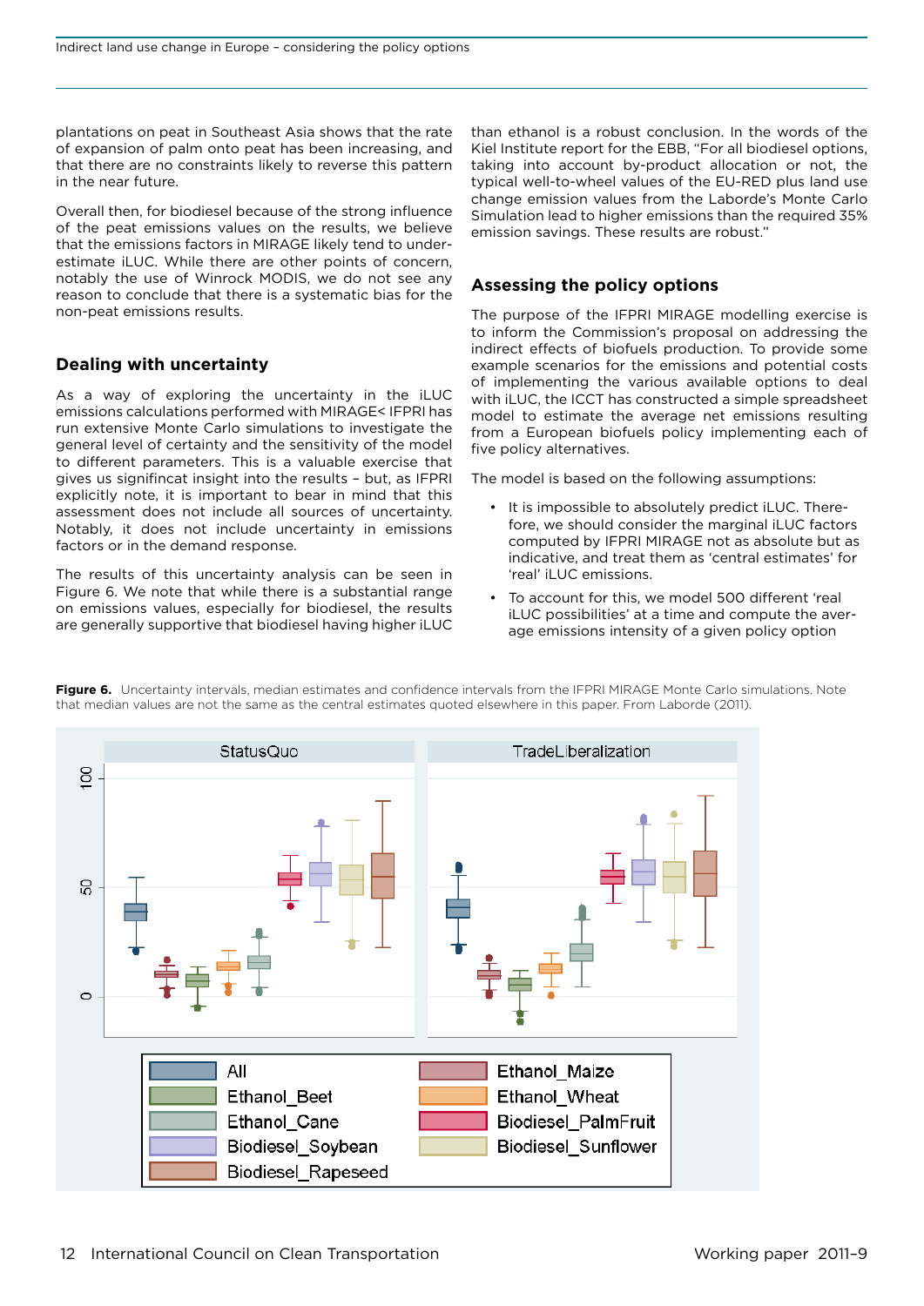plantations on peat in Southeast Asia shows that the rate of expansion of palm onto peat has been increasing, and that there are no constraints likely to reverse this pattern in the near future.

Overall then, for biodiesel because of the strong influence of the peat emissions values on the results, we believe that the emissions factors in MIRAGE likely tend to underestimate iLUC. While there are other points of concern, notably the use of Winrock MODIS, we do not see any reason to conclude that there is a systematic bias for the non-peat emissions results.

## Dealing with uncertainty

As a way of exploring the uncertainty in the iLUC emissions calculations performed with MIRAGE< IFPRI has run extensive Monte Carlo simulations to investigate the general level of certainty and the sensitivity of the model to different parameters. This is a valuable exercise that gives us signifincat insight into the results – but, as IFPRI explicitly note, it is important to bear in mind that this assessment does not include all sources of uncertainty. Notably, it does not include uncertainty in emissions factors or in the demand response.

The results of this uncertainty analysis can be seen in Figure 6. We note that while there is a substantial range on emissions values, especially for biodiesel, the results are generally supportive that biodiesel having higher iLUC than ethanol is a robust conclusion. In the words of the Kiel Institute report for the EBB, "For all biodiesel options, taking into account by-product allocation or not, the typical well-to-wheel values of the EU-RED plus land use change emission values from the Laborde's Monte Carlo Simulation lead to higher emissions than the required 35% emission savings. These results are robust."

## Assessing the policy options

The purpose of the IFPRI MIRAGE modelling exercise is to inform the Commission's proposal on addressing the indirect effects of biofuels production. To provide some example scenarios for the emissions and potential costs of implementing the various available options to deal with iLUC, the ICCT has constructed a simple spreadsheet model to estimate the average net emissions resulting from a European biofuels policy implementing each of five policy alternatives.

The model is based on the following assumptions:

- It is impossible to absolutely predict iLUC. Therefore, we should consider the marginal iLUC factors computed by IFPRI MIRAGE not as absolute but as indicative, and treat them as 'central estimates' for 'real' iLUC emissions.
- To account for this, we model 500 different 'real iLUC possibilities' at a time and compute the average emissions intensity of a given policy option

**Figure 6.** Uncertainty intervals, median estimates and confidence intervals from the IFPRI MIRAGE Monte Carlo simulations. Note that median values are not the same as the central estimates quoted elsewhere in this paper. From Laborde (2011).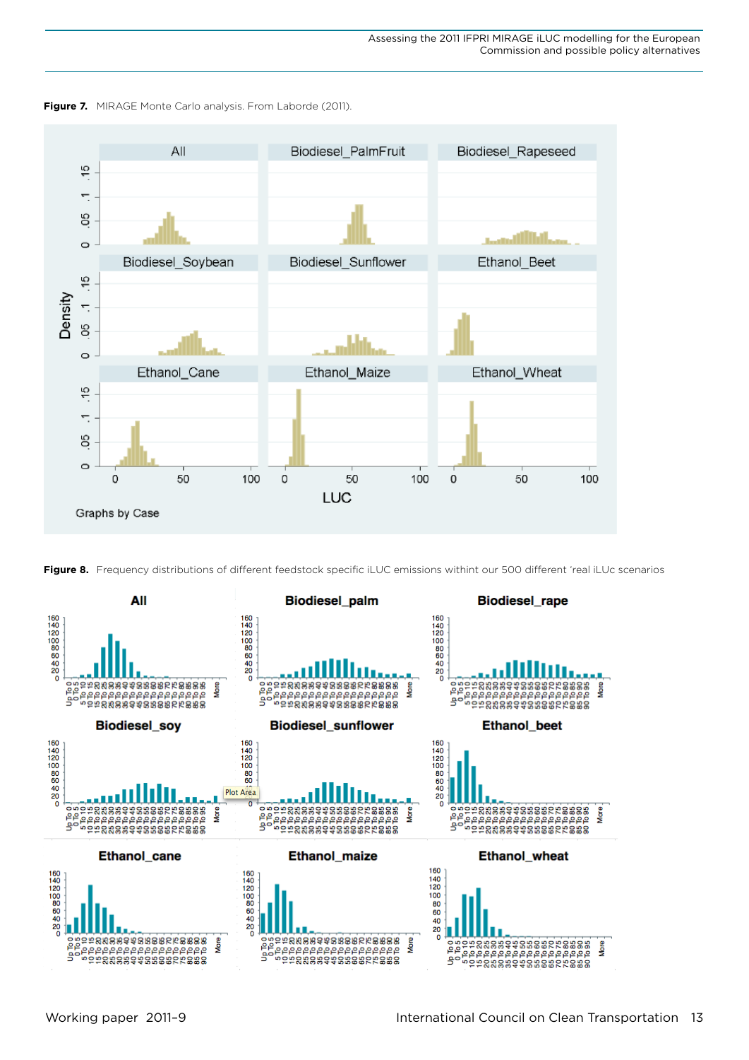**Figure 7.** MIRAGE Monte Carlo analysis. From Laborde (2011).

**Figure 8.** Frequency distributions of different feedstock specific iLUC emissions withint our 500 different 'real iLUc scenarios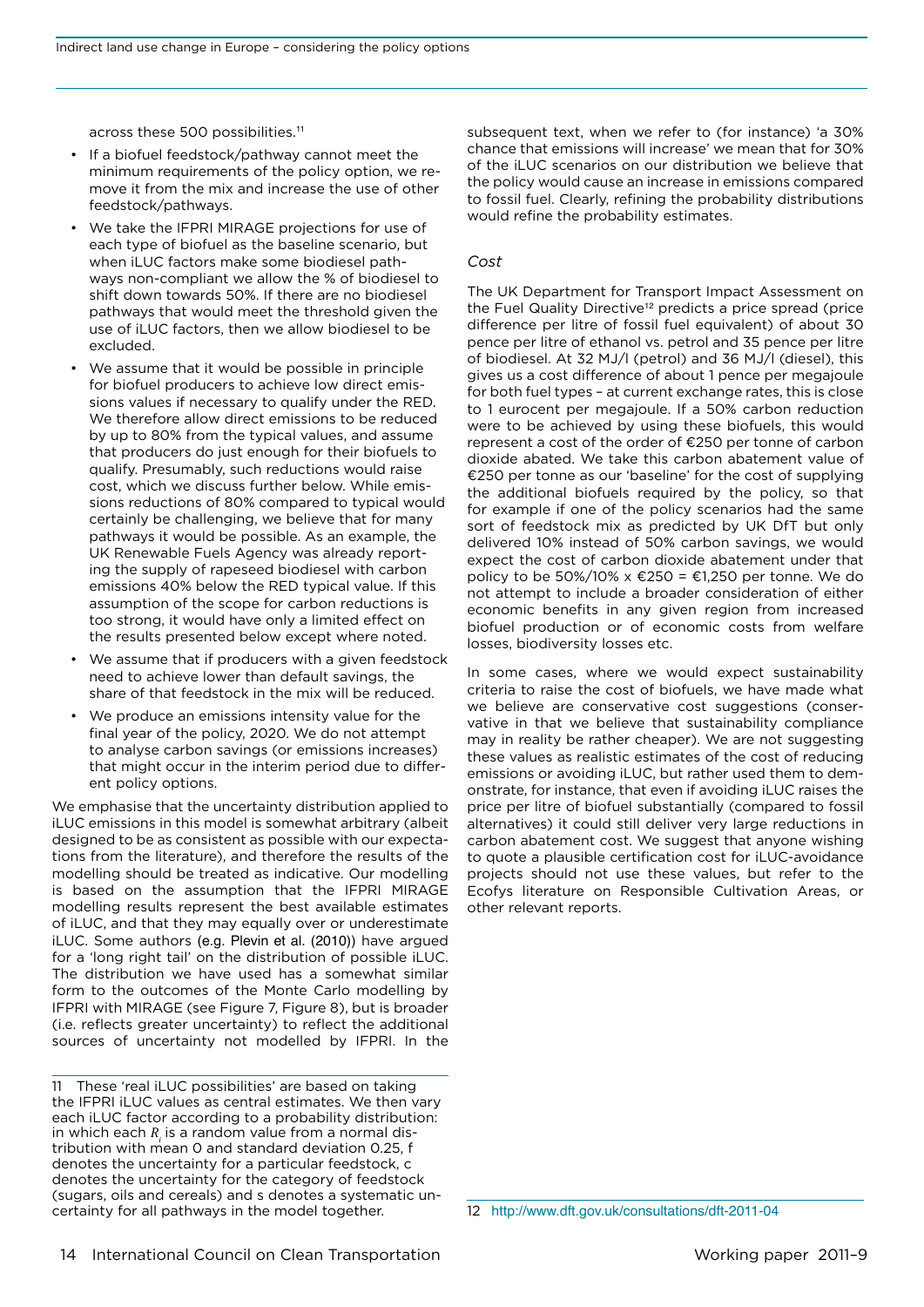across these 500 possibilities.[11]

- If a biofuel feedstock/pathway cannot meet the minimum requirements of the policy option, we remove it from the mix and increase the use of other feedstock/pathways.
- We take the IFPRI MIRAGE projections for use of each type of biofuel as the baseline scenario, but when iLUC factors make some biodiesel pathways non-compliant we allow the % of biodiesel to shift down towards 50%. If there are no biodiesel pathways that would meet the threshold given the use of iLUC factors, then we allow biodiesel to be excluded.
- We assume that it would be possible in principle for biofuel producers to achieve low direct emissions values if necessary to qualify under the RED. We therefore allow direct emissions to be reduced by up to 80% from the typical values, and assume that producers do just enough for their biofuels to qualify. Presumably, such reductions would raise cost, which we discuss further below. While emissions reductions of 80% compared to typical would certainly be challenging, we believe that for many pathways it would be possible. As an example, the UK Renewable Fuels Agency was already reporting the supply of rapeseed biodiesel with carbon emissions 40% below the RED typical value. If this assumption of the scope for carbon reductions is too strong, it would have only a limited effect on the results presented below except where noted.
- We assume that if producers with a given feedstock need to achieve lower than default savings, the share of that feedstock in the mix will be reduced.
- We produce an emissions intensity value for the final year of the policy, 2020. We do not attempt to analyse carbon savings (or emissions increases) that might occur in the interim period due to different policy options.

We emphasise that the uncertainty distribution applied to iLUC emissions in this model is somewhat arbitrary (albeit designed to be as consistent as possible with our expectations from the literature), and therefore the results of the modelling should be treated as indicative. Our modelling is based on the assumption that the IFPRI MIRAGE modelling results represent the best available estimates of iLUC, and that they may equally over or underestimate iLUC. Some authors (e.g. Plevin et al. (2010)) have argued for a 'long right tail' on the distribution of possible iLUC. The distribution we have used has a somewhat similar form to the outcomes of the Monte Carlo modelling by IFPRI with MIRAGE (see Figure 7, Figure 8), but is broader (i.e. reflects greater uncertainty) to reflect the additional sources of uncertainty not modelled by IFPRI. In the subsequent text, when we refer to (for instance) 'a 30% chance that emissions will increase' we mean that for 30% of the iLUC scenarios on our distribution we believe that the policy would cause an increase in emissions compared to fossil fuel. Clearly, refining the probability distributions would refine the probability estimates.

*Cost*

The UK Department for Transport Impact Assessment on the Fuel Quality Directive[12] predicts a price spread (price difference per litre of fossil fuel equivalent) of about 30 pence per litre of ethanol vs. petrol and 35 pence per litre of biodiesel. At 32 MJ/l (petrol) and 36 MJ/l (diesel), this gives us a cost difference of about 1 pence per megajoule for both fuel types – at current exchange rates, this is close to 1 eurocent per megajoule. If a 50% carbon reduction were to be achieved by using these biofuels, this would represent a cost of the order of €250 per tonne of carbon dioxide abated. We take this carbon abatement value of €250 per tonne as our 'baseline' for the cost of supplying the additional biofuels required by the policy, so that for example if one of the policy scenarios had the same sort of feedstock mix as predicted by UK DfT but only delivered 10% instead of 50% carbon savings, we would expect the cost of carbon dioxide abatement under that policy to be 50%/10% x €250 = €1,250 per tonne. We do not attempt to include a broader consideration of either economic benefits in any given region from increased biofuel production or of economic costs from welfare losses, biodiversity losses etc.

In some cases, where we would expect sustainability criteria to raise the cost of biofuels, we have made what we believe are conservative cost suggestions (conservative in that we believe that sustainability compliance may in reality be rather cheaper). We are not suggesting these values as realistic estimates of the cost of reducing emissions or avoiding iLUC, but rather used them to demonstrate, for instance, that even if avoiding iLUC raises the price per litre of biofuel substantially (compared to fossil alternatives) it could still deliver very large reductions in carbon abatement cost. We suggest that anyone wishing to quote a plausible certification cost for iLUC-avoidance projects should not use these values, but refer to the Ecofys literature on Responsible Cultivation Areas, or other relevant reports.

---

11 These 'real iLUC possibilities' are based on taking the IFPRI iLUC values as central estimates. We then vary each iLUC factor according to a probability distribution: in which each $R_i$ is a random value from a normal distribution with mean 0 and standard deviation 0.25, f denotes the uncertainty for a particular feedstock, c denotes the uncertainty for the category of feedstock (sugars, oils and cereals) and s denotes a systematic uncertainty for all pathways in the model together.

12 http://www.dft.gov.uk/consultations/dft-2011-04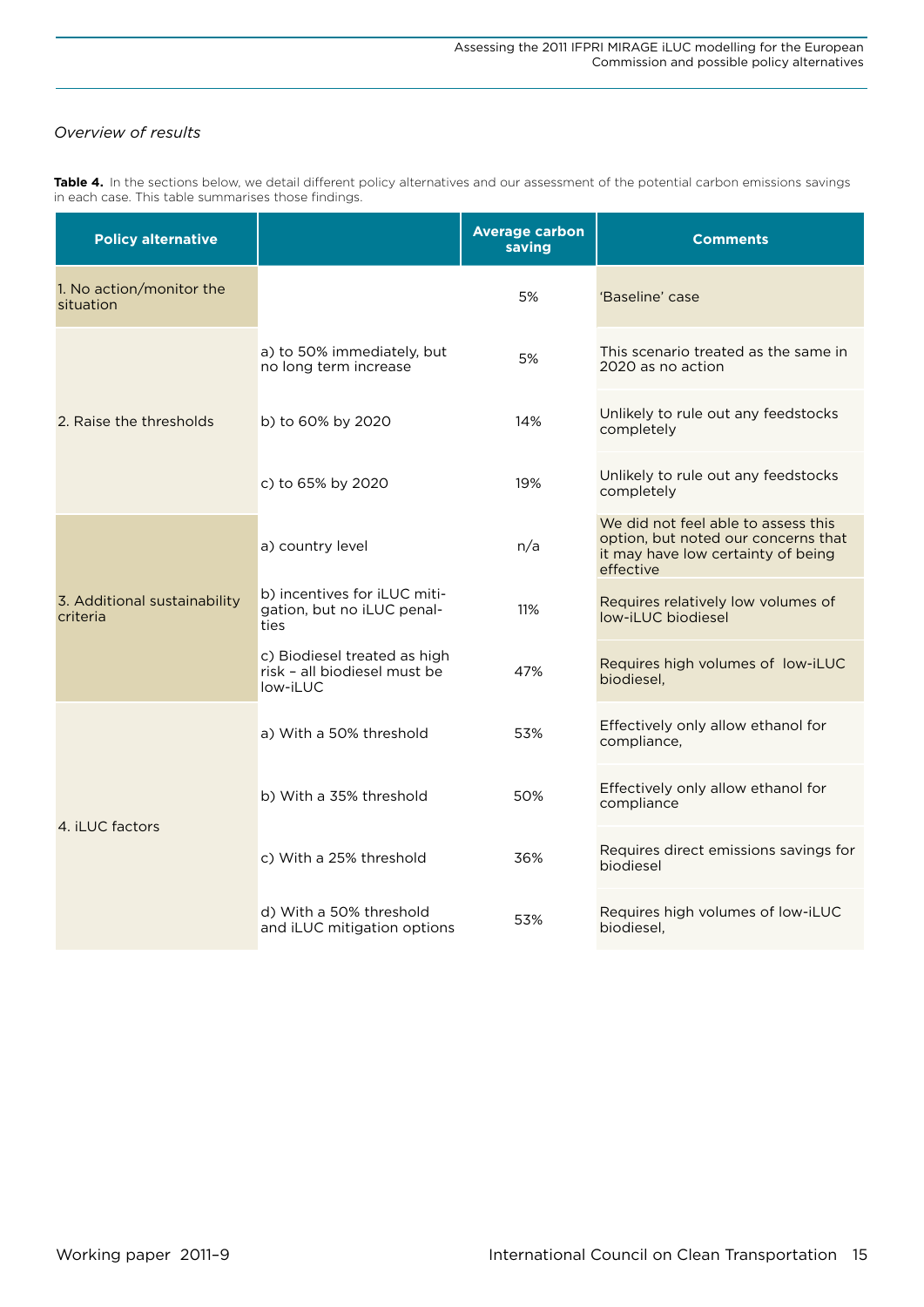*Overview of results*

**Table 4.** In the sections below, we detail different policy alternatives and our assessment of the potential carbon emissions savings in each case. This table summarises those findings.

| Policy alternative | | Average carbon saving | Comments |
|---|---|---|---|
| 1. No action/monitor the situation | | 5% | 'Baseline' case |
| 2. Raise the thresholds | a) to 50% immediately, but no long term increase | 5% | This scenario treated as the same in 2020 as no action |
| | b) to 60% by 2020 | 14% | Unlikely to rule out any feedstocks completely |
| | c) to 65% by 2020 | 19% | Unlikely to rule out any feedstocks completely |
| 3. Additional sustainability criteria | a) country level | n/a | We did not feel able to assess this option, but noted our concerns that it may have low certainty of being effective |
| | b) incentives for iLUC mitigation, but no iLUC penalties | 11% | Requires relatively low volumes of low-iLUC biodiesel |
| | c) Biodiesel treated as high risk – all biodiesel must be low-iLUC | 47% | Requires high volumes of low-iLUC biodiesel, |
| 4. iLUC factors | a) With a 50% threshold | 53% | Effectively only allow ethanol for compliance, |
| | b) With a 35% threshold | 50% | Effectively only allow ethanol for compliance |
| | c) With a 25% threshold | 36% | Requires direct emissions savings for biodiesel |
| | d) With a 50% threshold and iLUC mitigation options | 53% | Requires high volumes of low-iLUC biodiesel, |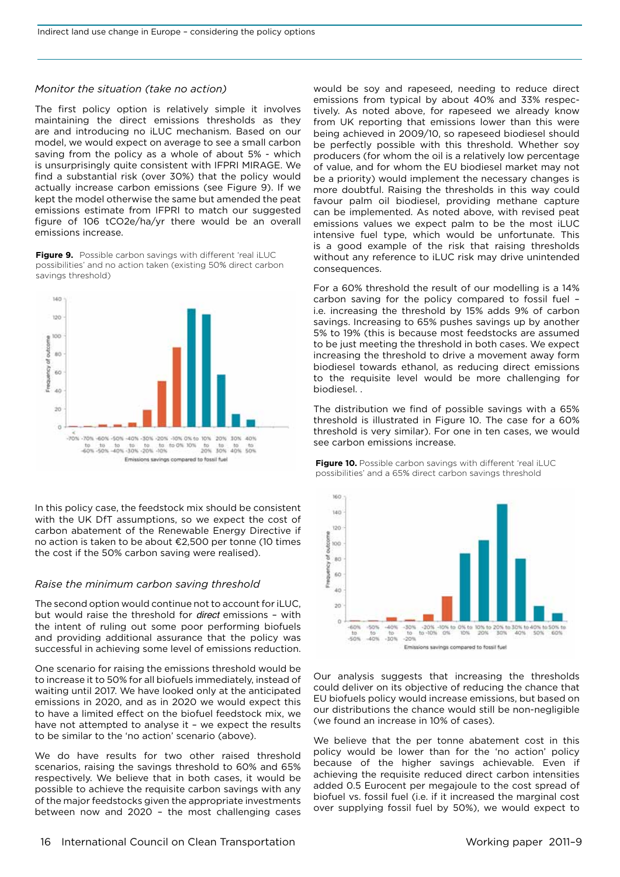### *Monitor the situation (take no action)*

The first policy option is relatively simple it involves maintaining the direct emissions thresholds as they are and introducing no iLUC mechanism. Based on our model, we would expect on average to see a small carbon saving from the policy as a whole of about 5% - which is unsurprisingly quite consistent with IFPRI MIRAGE. We find a substantial risk (over 30%) that the policy would actually increase carbon emissions (see Figure 9). If we kept the model otherwise the same but amended the peat emissions estimate from IFPRI to match our suggested figure of 106 $tCO_2e/ha/yr$ there would be an overall emissions increase.

**Figure 9.** Possible carbon savings with different 'real iLUC possibilities' and no action taken (existing 50% direct carbon savings threshold)

In this policy case, the feedstock mix should be consistent with the UK DfT assumptions, so we expect the cost of carbon abatement of the Renewable Energy Directive if no action is taken to be about €2,500 per tonne (10 times the cost if the 50% carbon saving were realised).

### *Raise the minimum carbon saving threshold*

The second option would continue not to account for iLUC, but would raise the threshold for *direct* emissions – with the intent of ruling out some poor performing biofuels and providing additional assurance that the policy was successful in achieving some level of emissions reduction.

One scenario for raising the emissions threshold would be to increase it to 50% for all biofuels immediately, instead of waiting until 2017. We have looked only at the anticipated emissions in 2020, and as in 2020 we would expect this to have a limited effect on the biofuel feedstock mix, we have not attempted to analyse it – we expect the results to be similar to the 'no action' scenario (above).

We do have results for two other raised threshold scenarios, raising the savings threshold to 60% and 65% respectively. We believe that in both cases, it would be possible to achieve the requisite carbon savings with any of the major feedstocks given the appropriate investments between now and 2020 – the most challenging cases would be soy and rapeseed, needing to reduce direct emissions from typical by about 40% and 33% respectively. As noted above, for rapeseed we already know from UK reporting that emissions lower than this were being achieved in 2009/10, so rapeseed biodiesel should be perfectly possible with this threshold. Whether soy producers (for whom the oil is a relatively low percentage of value, and for whom the EU biodiesel market may not be a priority) would implement the necessary changes is more doubtful. Raising the thresholds in this way could favour palm oil biodiesel, providing methane capture can be implemented. As noted above, with revised peat emissions values we expect palm to be the most iLUC intensive fuel type, which would be unfortunate. This is a good example of the risk that raising thresholds without any reference to iLUC risk may drive unintended consequences.

For a 60% threshold the result of our modelling is a 14% carbon saving for the policy compared to fossil fuel – i.e. increasing the threshold by 15% adds 9% of carbon savings. Increasing to 65% pushes savings up by another 5% to 19% (this is because most feedstocks are assumed to be just meeting the threshold in both cases. We expect increasing the threshold to drive a movement away form biodiesel towards ethanol, as reducing direct emissions to the requisite level would be more challenging for biodiesel. .

The distribution we find of possible savings with a 65% threshold is illustrated in Figure 10. The case for a 60% threshold is very similar). For one in ten cases, we would see carbon emissions increase.

**Figure 10.** Possible carbon savings with different 'real iLUC possibilities' and a 65% direct carbon savings threshold

Our analysis suggests that increasing the thresholds could deliver on its objective of reducing the chance that EU biofuels policy would increase emissions, but based on our distributions the chance would still be non-negligible (we found an increase in 10% of cases).

We believe that the per tonne abatement cost in this policy would be lower than for the 'no action' policy because of the higher savings achievable. Even if achieving the requisite reduced direct carbon intensities added 0.5 Eurocent per megajoule to the cost spread of biofuel vs. fossil fuel (i.e. if it increased the marginal cost over supplying fossil fuel by 50%), we would expect to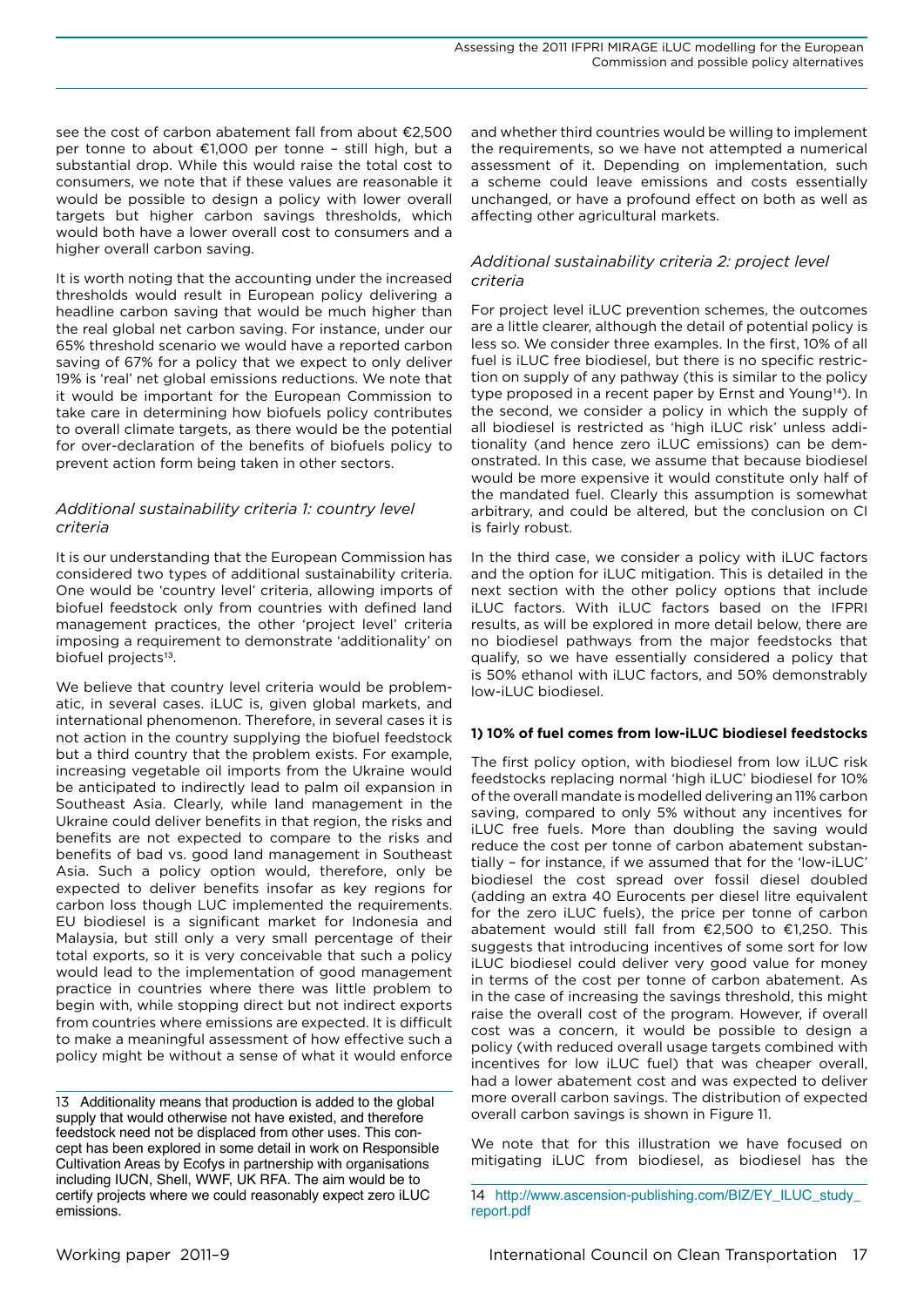see the cost of carbon abatement fall from about €2,500 per tonne to about €1,000 per tonne – still high, but a substantial drop. While this would raise the total cost to consumers, we note that if these values are reasonable it would be possible to design a policy with lower overall targets but higher carbon savings thresholds, which would both have a lower overall cost to consumers and a higher overall carbon saving.

It is worth noting that the accounting under the increased thresholds would result in European policy delivering a headline carbon saving that would be much higher than the real global net carbon saving. For instance, under our 65% threshold scenario we would have a reported carbon saving of 67% for a policy that we expect to only deliver 19% is 'real' net global emissions reductions. We note that it would be important for the European Commission to take care in determining how biofuels policy contributes to overall climate targets, as there would be the potential for over-declaration of the benefits of biofuels policy to prevent action form being taken in other sectors.

### *Additional sustainability criteria 1: country level criteria*

It is our understanding that the European Commission has considered two types of additional sustainability criteria. One would be 'country level' criteria, allowing imports of biofuel feedstock only from countries with defined land management practices, the other 'project level' criteria imposing a requirement to demonstrate 'additionality' on biofuel projects[13].

We believe that country level criteria would be problematic, in several cases. iLUC is, given global markets, and international phenomenon. Therefore, in several cases it is not action in the country supplying the biofuel feedstock but a third country that the problem exists. For example, increasing vegetable oil imports from the Ukraine would be anticipated to indirectly lead to palm oil expansion in Southeast Asia. Clearly, while land management in the Ukraine could deliver benefits in that region, the risks and benefits are not expected to compare to the risks and benefits of bad vs. good land management in Southeast Asia. Such a policy option would, therefore, only be expected to deliver benefits insofar as key regions for carbon loss though LUC implemented the requirements. EU biodiesel is a significant market for Indonesia and Malaysia, but still only a very small percentage of their total exports, so it is very conceivable that such a policy would lead to the implementation of good management practice in countries where there was little problem to begin with, while stopping direct but not indirect exports from countries where emissions are expected. It is difficult to make a meaningful assessment of how effective such a policy might be without a sense of what it would enforce and whether third countries would be willing to implement the requirements, so we have not attempted a numerical assessment of it. Depending on implementation, such a scheme could leave emissions and costs essentially unchanged, or have a profound effect on both as well as affecting other agricultural markets.

### *Additional sustainability criteria 2: project level criteria*

For project level iLUC prevention schemes, the outcomes are a little clearer, although the detail of potential policy is less so. We consider three examples. In the first, 10% of all fuel is iLUC free biodiesel, but there is no specific restriction on supply of any pathway (this is similar to the policy type proposed in a recent paper by Ernst and Young[14]). In the second, we consider a policy in which the supply of all biodiesel is restricted as 'high iLUC risk' unless additionality (and hence zero iLUC emissions) can be demonstrated. In this case, we assume that because biodiesel would be more expensive it would constitute only half of the mandated fuel. Clearly this assumption is somewhat arbitrary, and could be altered, but the conclusion on CI is fairly robust.

In the third case, we consider a policy with iLUC factors and the option for iLUC mitigation. This is detailed in the next section with the other policy options that include iLUC factors. With iLUC factors based on the IFPRI results, as will be explored in more detail below, there are no biodiesel pathways from the major feedstocks that qualify, so we have essentially considered a policy that is 50% ethanol with iLUC factors, and 50% demonstrably low-iLUC biodiesel.

**1) 10% of fuel comes from low-iLUC biodiesel feedstocks**

The first policy option, with biodiesel from low iLUC risk feedstocks replacing normal 'high iLUC' biodiesel for 10% of the overall mandate is modelled delivering an 11% carbon saving, compared to only 5% without any incentives for iLUC free fuels. More than doubling the saving would reduce the cost per tonne of carbon abatement substantially – for instance, if we assumed that for the 'low-iLUC' biodiesel the cost spread over fossil diesel doubled (adding an extra 40 Eurocents per diesel litre equivalent for the zero iLUC fuels), the price per tonne of carbon abatement would still fall from €2,500 to €1,250. This suggests that introducing incentives of some sort for low iLUC biodiesel could deliver very good value for money in terms of the cost per tonne of carbon abatement. As in the case of increasing the savings threshold, this might raise the overall cost of the program. However, if overall cost was a concern, it would be possible to design a policy (with reduced overall usage targets combined with incentives for low iLUC fuel) that was cheaper overall, had a lower abatement cost and was expected to deliver more overall carbon savings. The distribution of expected overall carbon savings is shown in Figure 11.

We note that for this illustration we have focused on mitigating iLUC from biodiesel, as biodiesel has the

---

13 Additionality means that production is added to the global supply that would otherwise not have existed, and therefore feedstock need not be displaced from other uses. This concept has been explored in some detail in work on Responsible Cultivation Areas by Ecofys in partnership with organisations including IUCN, Shell, WWF, UK RFA. The aim would be to certify projects where we could reasonably expect zero iLUC emissions.

14 http://www.ascension-publishing.com/BIZ/EY_ILUC_study_report.pdf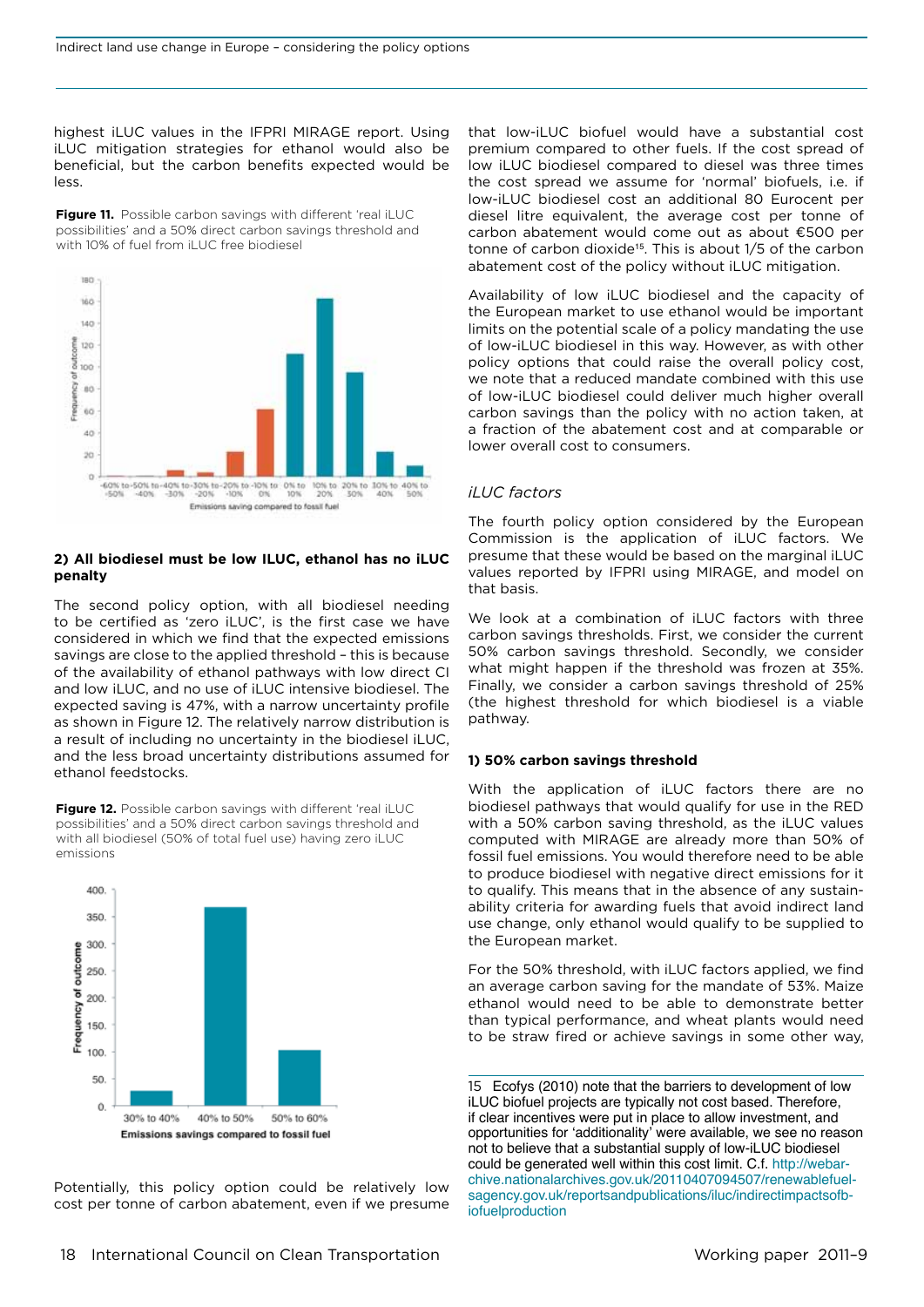highest iLUC values in the IFPRI MIRAGE report. Using iLUC mitigation strategies for ethanol would also be beneficial, but the carbon benefits expected would be less.

**Figure 11.** Possible carbon savings with different 'real iLUC possibilities' and a 50% direct carbon savings threshold and with 10% of fuel from iLUC free biodiesel

**2) All biodiesel must be low ILUC, ethanol has no iLUC penalty**

The second policy option, with all biodiesel needing to be certified as 'zero iLUC', is the first case we have considered in which we find that the expected emissions savings are close to the applied threshold – this is because of the availability of ethanol pathways with low direct CI and low iLUC, and no use of iLUC intensive biodiesel. The expected saving is 47%, with a narrow uncertainty profile as shown in Figure 12. The relatively narrow distribution is a result of including no uncertainty in the biodiesel iLUC, and the less broad uncertainty distributions assumed for ethanol feedstocks.

**Figure 12.** Possible carbon savings with different 'real iLUC possibilities' and a 50% direct carbon savings threshold and with all biodiesel (50% of total fuel use) having zero iLUC emissions

Potentially, this policy option could be relatively low cost per tonne of carbon abatement, even if we presume that low-iLUC biofuel would have a substantial cost premium compared to other fuels. If the cost spread of low iLUC biodiesel compared to diesel was three times the cost spread we assume for 'normal' biofuels, i.e. if low-iLUC biodiesel cost an additional 80 Eurocent per diesel litre equivalent, the average cost per tonne of carbon abatement would come out as about €500 per tonne of carbon dioxide[15]. This is about 1/5 of the carbon abatement cost of the policy without iLUC mitigation.

Availability of low iLUC biodiesel and the capacity of the European market to use ethanol would be important limits on the potential scale of a policy mandating the use of low-iLUC biodiesel in this way. However, as with other policy options that could raise the overall policy cost, we note that a reduced mandate combined with this use of low-iLUC biodiesel could deliver much higher overall carbon savings than the policy with no action taken, at a fraction of the abatement cost and at comparable or lower overall cost to consumers.

### *iLUC factors*

The fourth policy option considered by the European Commission is the application of iLUC factors. We presume that these would be based on the marginal iLUC values reported by IFPRI using MIRAGE, and model on that basis.

We look at a combination of iLUC factors with three carbon savings thresholds. First, we consider the current 50% carbon savings threshold. Secondly, we consider what might happen if the threshold was frozen at 35%. Finally, we consider a carbon savings threshold of 25% (the highest threshold for which biodiesel is a viable pathway.

**1) 50% carbon savings threshold**

With the application of iLUC factors there are no biodiesel pathways that would qualify for use in the RED with a 50% carbon saving threshold, as the iLUC values computed with MIRAGE are already more than 50% of fossil fuel emissions. You would therefore need to be able to produce biodiesel with negative direct emissions for it to qualify. This means that in the absence of any sustainability criteria for awarding fuels that avoid indirect land use change, only ethanol would qualify to be supplied to the European market.

For the 50% threshold, with iLUC factors applied, we find an average carbon saving for the mandate of 53%. Maize ethanol would need to be able to demonstrate better than typical performance, and wheat plants would need to be straw fired or achieve savings in some other way,

15 Ecofys (2010) note that the barriers to development of low iLUC biofuel projects are typically not cost based. Therefore, if clear incentives were put in place to allow investment, and opportunities for 'additionality' were available, we see no reason not to believe that a substantial supply of low-iLUC biodiesel could be generated well within this cost limit. C.f. http://webarchive.nationalarchives.gov.uk/20110407094507/renewablefuelsagency.gov.uk/reportsandpublications/iluc/indirectimpactsofbiofuelproduction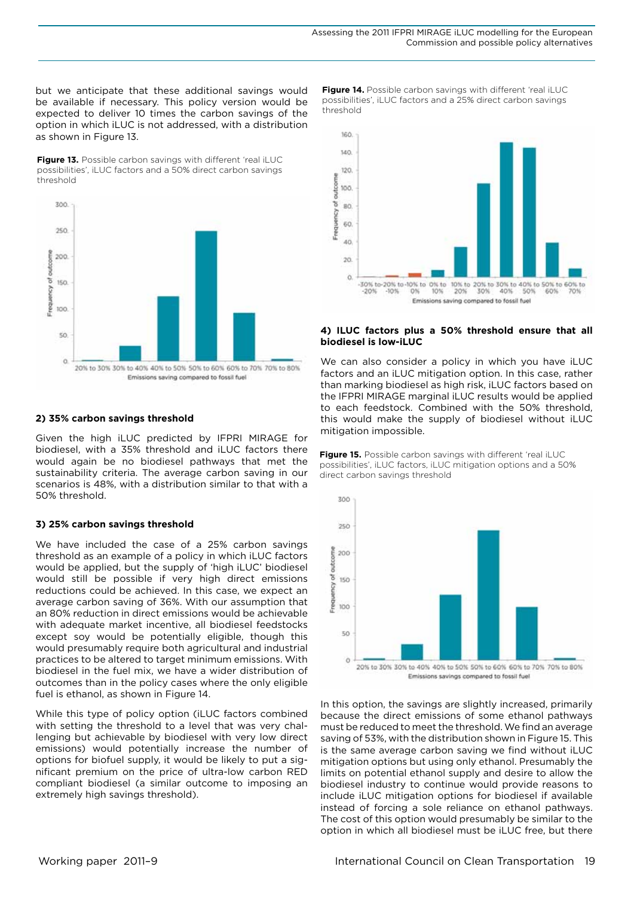but we anticipate that these additional savings would be available if necessary. This policy version would be expected to deliver 10 times the carbon savings of the option in which iLUC is not addressed, with a distribution as shown in Figure 13.

**Figure 13.** Possible carbon savings with different 'real iLUC possibilities', iLUC factors and a 50% direct carbon savings threshold

#### 2) 35% carbon savings threshold

Given the high iLUC predicted by IFPRI MIRAGE for biodiesel, with a 35% threshold and iLUC factors there would again be no biodiesel pathways that met the sustainability criteria. The average carbon saving in our scenarios is 48%, with a distribution similar to that with a 50% threshold.

#### 3) 25% carbon savings threshold

We have included the case of a 25% carbon savings threshold as an example of a policy in which iLUC factors would be applied, but the supply of 'high iLUC' biodiesel would still be possible if very high direct emissions reductions could be achieved. In this case, we expect an average carbon saving of 36%. With our assumption that an 80% reduction in direct emissions would be achievable with adequate market incentive, all biodiesel feedstocks except soy would be potentially eligible, though this would presumably require both agricultural and industrial practices to be altered to target minimum emissions. With biodiesel in the fuel mix, we have a wider distribution of outcomes than in the policy cases where the only eligible fuel is ethanol, as shown in Figure 14.

While this type of policy option (iLUC factors combined with setting the threshold to a level that was very challenging but achievable by biodiesel with very low direct emissions) would potentially increase the number of options for biofuel supply, it would be likely to put a significant premium on the price of ultra-low carbon RED compliant biodiesel (a similar outcome to imposing an extremely high savings threshold).

**Figure 14.** Possible carbon savings with different 'real iLUC possibilities', iLUC factors and a 25% direct carbon savings threshold

#### 4) ILUC factors plus a 50% threshold ensure that all biodiesel is low-iLUC

We can also consider a policy in which you have iLUC factors and an iLUC mitigation option. In this case, rather than marking biodiesel as high risk, iLUC factors based on the IFPRI MIRAGE marginal iLUC results would be applied to each feedstock. Combined with the 50% threshold, this would make the supply of biodiesel without iLUC mitigation impossible.

**Figure 15.** Possible carbon savings with different 'real iLUC possibilities', iLUC factors, iLUC mitigation options and a 50% direct carbon savings threshold

In this option, the savings are slightly increased, primarily because the direct emissions of some ethanol pathways must be reduced to meet the threshold. We find an average saving of 53%, with the distribution shown in Figure 15. This is the same average carbon saving we find without iLUC mitigation options but using only ethanol. Presumably the limits on potential ethanol supply and desire to allow the biodiesel industry to continue would provide reasons to include iLUC mitigation options for biodiesel if available instead of forcing a sole reliance on ethanol pathways. The cost of this option would presumably be similar to the option in which all biodiesel must be iLUC free, but there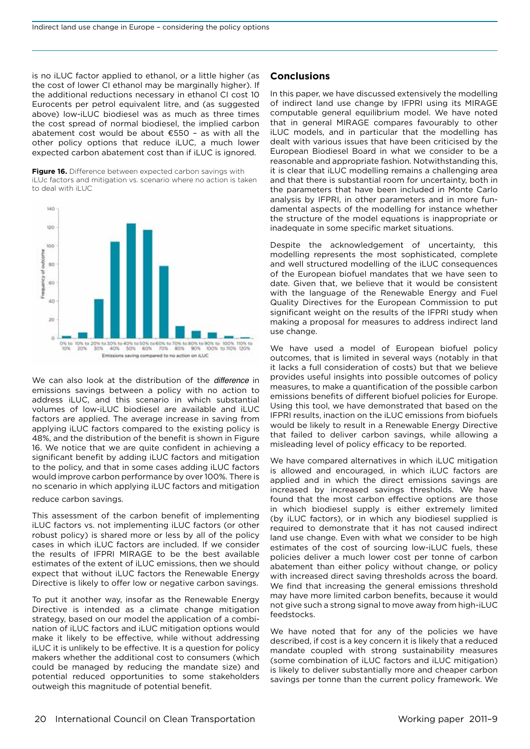is no iLUC factor applied to ethanol, or a little higher (as the cost of lower CI ethanol may be marginally higher). If the additional reductions necessary in ethanol CI cost 10 Eurocents per petrol equivalent litre, and (as suggested above) low-iLUC biodiesel was as much as three times the cost spread of normal biodiesel, the implied carbon abatement cost would be about €550 – as with all the other policy options that reduce iLUC, a much lower expected carbon abatement cost than if iLUC is ignored.

**Figure 16.** Difference between expected carbon savings with iLUc factors and mitigation vs. scenario where no action is taken to deal with iLUC

We can also look at the distribution of the *difference* in emissions savings between a policy with no action to address iLUC, and this scenario in which substantial volumes of low-iLUC biodiesel are available and iLUC factors are applied. The average increase in saving from applying iLUC factors compared to the existing policy is 48%, and the distribution of the benefit is shown in Figure 16. We notice that we are quite confident in achieving a significant benefit by adding iLUC factors and mitigation to the policy, and that in some cases adding iLUC factors would improve carbon performance by over 100%. There is no scenario in which applying iLUC factors and mitigation reduce carbon savings.

This assessment of the carbon benefit of implementing iLUC factors vs. not implementing iLUC factors (or other robust policy) is shared more or less by all of the policy cases in which iLUC factors are included. If we consider the results of IFPRI MIRAGE to be the best available estimates of the extent of iLUC emissions, then we should expect that without iLUC factors the Renewable Energy Directive is likely to offer low or negative carbon savings.

To put it another way, insofar as the Renewable Energy Directive is intended as a climate change mitigation strategy, based on our model the application of a combination of iLUC factors and iLUC mitigation options would make it likely to be effective, while without addressing iLUC it is unlikely to be effective. It is a question for policy makers whether the additional cost to consumers (which could be managed by reducing the mandate size) and potential reduced opportunities to some stakeholders outweigh this magnitude of potential benefit.

## Conclusions

In this paper, we have discussed extensively the modelling of indirect land use change by IFPRI using its MIRAGE computable general equilibrium model. We have noted that in general MIRAGE compares favourably to other iLUC models, and in particular that the modelling has dealt with various issues that have been criticised by the European Biodiesel Board in what we consider to be a reasonable and appropriate fashion. Notwithstanding this, it is clear that iLUC modelling remains a challenging area and that there is substantial room for uncertainty, both in the parameters that have been included in Monte Carlo analysis by IFPRI, in other parameters and in more fundamental aspects of the modelling for instance whether the structure of the model equations is inappropriate or inadequate in some specific market situations.

Despite the acknowledgement of uncertainty, this modelling represents the most sophisticated, complete and well structured modelling of the iLUC consequences of the European biofuel mandates that we have seen to date. Given that, we believe that it would be consistent with the language of the Renewable Energy and Fuel Quality Directives for the European Commission to put significant weight on the results of the IFPRI study when making a proposal for measures to address indirect land use change.

We have used a model of European biofuel policy outcomes, that is limited in several ways (notably in that it lacks a full consideration of costs) but that we believe provides useful insights into possible outcomes of policy measures, to make a quantification of the possible carbon emissions benefits of different biofuel policies for Europe. Using this tool, we have demonstrated that based on the IFPRI results, inaction on the iLUC emissions from biofuels would be likely to result in a Renewable Energy Directive that failed to deliver carbon savings, while allowing a misleading level of policy efficacy to be reported.

We have compared alternatives in which iLUC mitigation is allowed and encouraged, in which iLUC factors are applied and in which the direct emissions savings are increased by increased savings thresholds. We have found that the most carbon effective options are those in which biodiesel supply is either extremely limited (by iLUC factors), or in which any biodiesel supplied is required to demonstrate that it has not caused indirect land use change. Even with what we consider to be high estimates of the cost of sourcing low-iLUC fuels, these policies deliver a much lower cost per tonne of carbon abatement than either policy without change, or policy with increased direct saving thresholds across the board. We find that increasing the general emissions threshold may have more limited carbon benefits, because it would not give such a strong signal to move away from high-iLUC feedstocks.

We have noted that for any of the policies we have described, if cost is a key concern it is likely that a reduced mandate coupled with strong sustainability measures (some combination of iLUC factors and iLUC mitigation) is likely to deliver substantially more and cheaper carbon savings per tonne than the current policy framework. We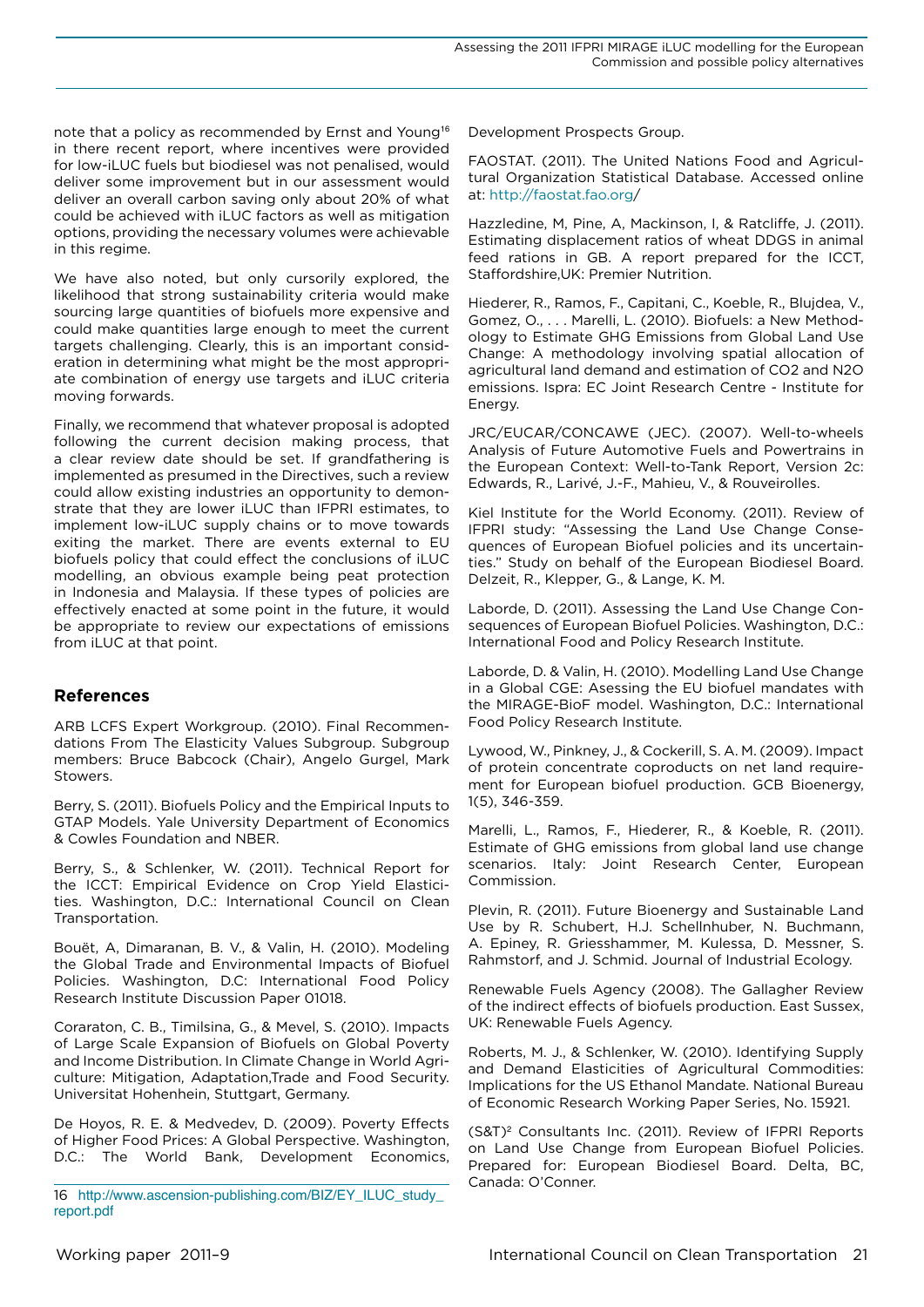note that a policy as recommended by Ernst and Young[16] in there recent report, where incentives were provided for low-iLUC fuels but biodiesel was not penalised, would deliver some improvement but in our assessment would deliver an overall carbon saving only about 20% of what could be achieved with iLUC factors as well as mitigation options, providing the necessary volumes were achievable in this regime.

We have also noted, but only cursorily explored, the likelihood that strong sustainability criteria would make sourcing large quantities of biofuels more expensive and could make quantities large enough to meet the current targets challenging. Clearly, this is an important consideration in determining what might be the most appropriate combination of energy use targets and iLUC criteria moving forwards.

Finally, we recommend that whatever proposal is adopted following the current decision making process, that a clear review date should be set. If grandfathering is implemented as presumed in the Directives, such a review could allow existing industries an opportunity to demonstrate that they are lower iLUC than IFPRI estimates, to implement low-iLUC supply chains or to move towards exiting the market. There are events external to EU biofuels policy that could effect the conclusions of iLUC modelling, an obvious example being peat protection in Indonesia and Malaysia. If these types of policies are effectively enacted at some point in the future, it would be appropriate to review our expectations of emissions from iLUC at that point.

## References

ARB LCFS Expert Workgroup. (2010). Final Recommendations From The Elasticity Values Subgroup. Subgroup members: Bruce Babcock (Chair), Angelo Gurgel, Mark Stowers.

Berry, S. (2011). Biofuels Policy and the Empirical Inputs to GTAP Models. Yale University Department of Economics & Cowles Foundation and NBER.

Berry, S., & Schlenker, W. (2011). Technical Report for the ICCT: Empirical Evidence on Crop Yield Elasticities. Washington, D.C.: International Council on Clean Transportation.

Bouët, A, Dimaranan, B. V., & Valin, H. (2010). Modeling the Global Trade and Environmental Impacts of Biofuel Policies. Washington, D.C: International Food Policy Research Institute Discussion Paper 01018.

Coraraton, C. B., Timilsina, G., & Mevel, S. (2010). Impacts of Large Scale Expansion of Biofuels on Global Poverty and Income Distribution. In Climate Change in World Agriculture: Mitigation, Adaptation,Trade and Food Security. Universitat Hohenhein, Stuttgart, Germany.

De Hoyos, R. E. & Medvedev, D. (2009). Poverty Effects of Higher Food Prices: A Global Perspective. Washington, D.C.: The World Bank, Development Economics, Development Prospects Group.

FAOSTAT. (2011). The United Nations Food and Agricultural Organization Statistical Database. Accessed online at: http://faostat.fao.org/

Hazzledine, M, Pine, A, Mackinson, I, & Ratcliffe, J. (2011). Estimating displacement ratios of wheat DDGS in animal feed rations in GB. A report prepared for the ICCT, Staffordshire,UK: Premier Nutrition.

Hiederer, R., Ramos, F., Capitani, C., Koeble, R., Blujdea, V., Gomez, O., . . . Marelli, L. (2010). Biofuels: a New Methodology to Estimate GHG Emissions from Global Land Use Change: A methodology involving spatial allocation of agricultural land demand and estimation of CO2 and N2O emissions. Ispra: EC Joint Research Centre - Institute for Energy.

JRC/EUCAR/CONCAWE (JEC). (2007). Well-to-wheels Analysis of Future Automotive Fuels and Powertrains in the European Context: Well-to-Tank Report, Version 2c: Edwards, R., Larivé, J.-F., Mahieu, V., & Rouveirolles.

Kiel Institute for the World Economy. (2011). Review of IFPRI study: "Assessing the Land Use Change Consequences of European Biofuel policies and its uncertainties." Study on behalf of the European Biodiesel Board. Delzeit, R., Klepper, G., & Lange, K. M.

Laborde, D. (2011). Assessing the Land Use Change Consequences of European Biofuel Policies. Washington, D.C.: International Food and Policy Research Institute.

Laborde, D. & Valin, H. (2010). Modelling Land Use Change in a Global CGE: Asessing the EU biofuel mandates with the MIRAGE-BioF model. Washington, D.C.: International Food Policy Research Institute.

Lywood, W., Pinkney, J., & Cockerill, S. A. M. (2009). Impact of protein concentrate coproducts on net land requirement for European biofuel production. GCB Bioenergy, 1(5), 346-359.

Marelli, L., Ramos, F., Hiederer, R., & Koeble, R. (2011). Estimate of GHG emissions from global land use change scenarios. Italy: Joint Research Center, European Commission.

Plevin, R. (2011). Future Bioenergy and Sustainable Land Use by R. Schubert, H.J. Schellnhuber, N. Buchmann, A. Epiney, R. Griesshammer, M. Kulessa, D. Messner, S. Rahmstorf, and J. Schmid. Journal of Industrial Ecology.

Renewable Fuels Agency (2008). The Gallagher Review of the indirect effects of biofuels production. East Sussex, UK: Renewable Fuels Agency.

Roberts, M. J., & Schlenker, W. (2010). Identifying Supply and Demand Elasticities of Agricultural Commodities: Implications for the US Ethanol Mandate. National Bureau of Economic Research Working Paper Series, No. 15921.

(S&T)$^2$ Consultants Inc. (2011). Review of IFPRI Reports on Land Use Change from European Biofuel Policies. Prepared for: European Biodiesel Board. Delta, BC, Canada: O'Conner.

16 http://www.ascension-publishing.com/BIZ/EY_ILUC_study_report.pdf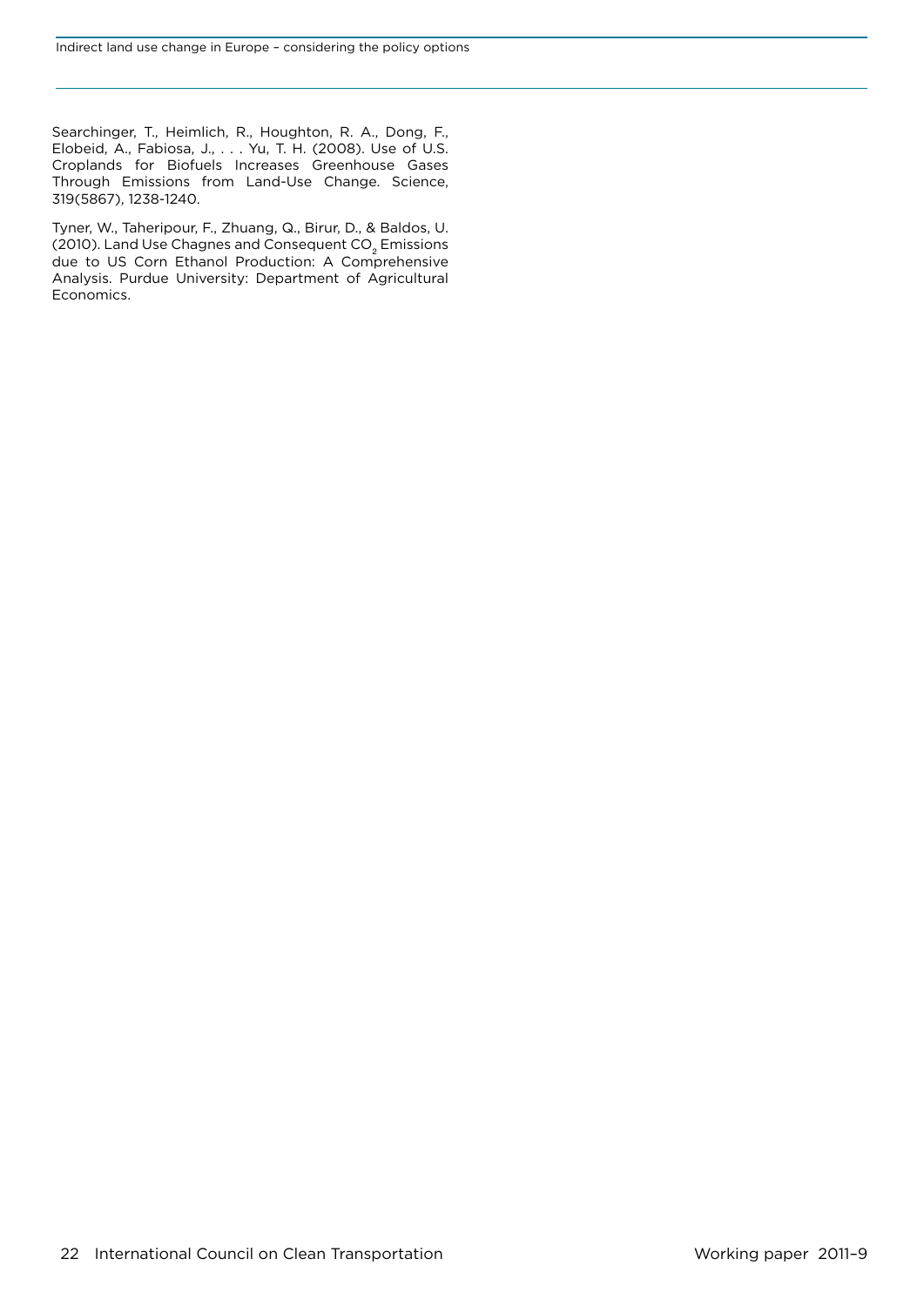Searchinger, T., Heimlich, R., Houghton, R. A., Dong, F., Elobeid, A., Fabiosa, J., . . . Yu, T. H. (2008). Use of U.S. Croplands for Biofuels Increases Greenhouse Gases Through Emissions from Land-Use Change. Science, 319(5867), 1238-1240.

Tyner, W., Taheripour, F., Zhuang, Q., Birur, D., & Baldos, U. (2010). Land Use Chagnes and Consequent $CO_2$ Emissions due to US Corn Ethanol Production: A Comprehensive Analysis. Purdue University: Department of Agricultural Economics.